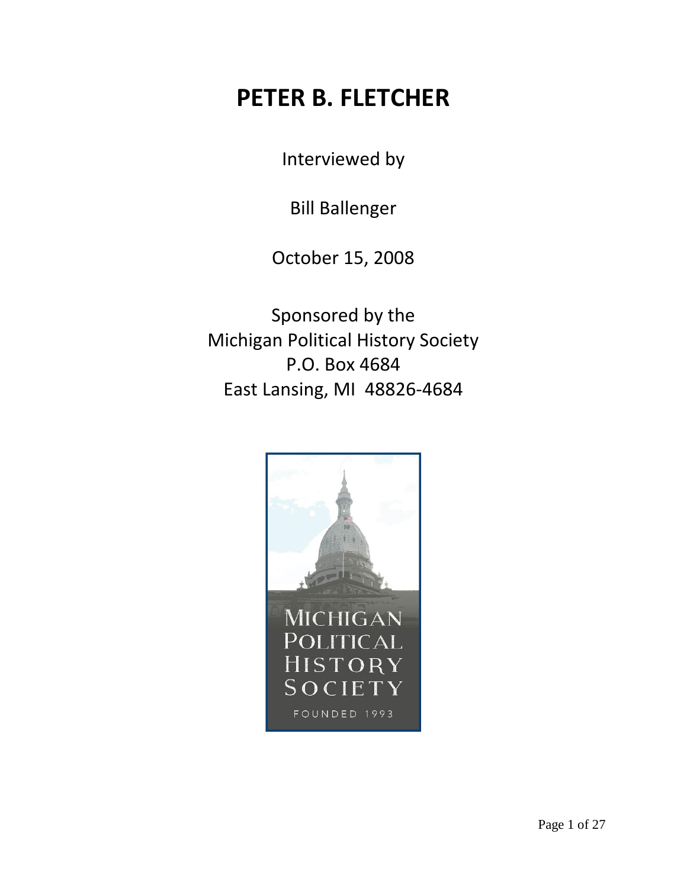# PETER B. FLETCHER

Interviewed by

Bill Ballenger

October 15, 2008

Sponsored by the
Michigan Political History Society
P.O. Box 4684
East Lansing, MI 48826-4684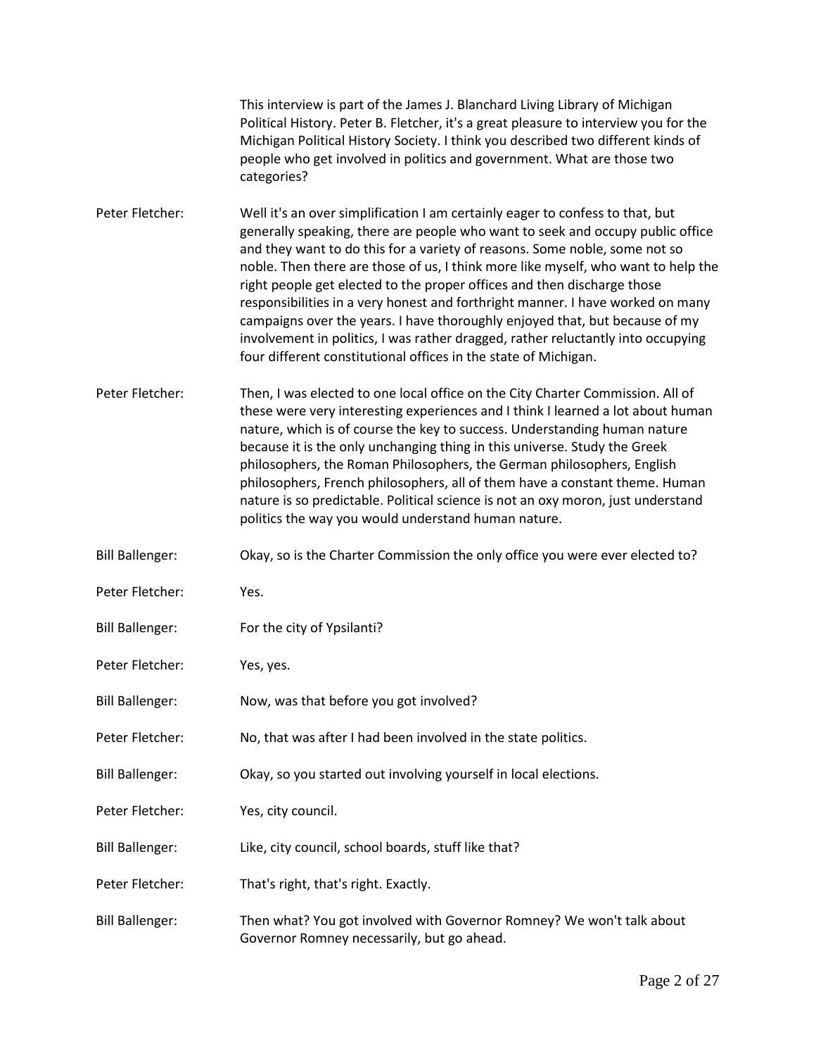This interview is part of the James J. Blanchard Living Library of Michigan Political History. Peter B. Fletcher, it's a great pleasure to interview you for the Michigan Political History Society. I think you described two different kinds of people who get involved in politics and government. What are those two categories?

**Peter Fletcher:** Well it's an over simplification I am certainly eager to confess to that, but generally speaking, there are people who want to seek and occupy public office and they want to do this for a variety of reasons. Some noble, some not so noble. Then there are those of us, I think more like myself, who want to help the right people get elected to the proper offices and then discharge those responsibilities in a very honest and forthright manner. I have worked on many campaigns over the years. I have thoroughly enjoyed that, but because of my involvement in politics, I was rather dragged, rather reluctantly into occupying four different constitutional offices in the state of Michigan.

**Peter Fletcher:** Then, I was elected to one local office on the City Charter Commission. All of these were very interesting experiences and I think I learned a lot about human nature, which is of course the key to success. Understanding human nature because it is the only unchanging thing in this universe. Study the Greek philosophers, the Roman Philosophers, the German philosophers, English philosophers, French philosophers, all of them have a constant theme. Human nature is so predictable. Political science is not an oxy moron, just understand politics the way you would understand human nature.

**Bill Ballenger:** Okay, so is the Charter Commission the only office you were ever elected to?

**Peter Fletcher:** Yes.

**Bill Ballenger:** For the city of Ypsilanti?

**Peter Fletcher:** Yes, yes.

**Bill Ballenger:** Now, was that before you got involved?

**Peter Fletcher:** No, that was after I had been involved in the state politics.

**Bill Ballenger:** Okay, so you started out involving yourself in local elections.

**Peter Fletcher:** Yes, city council.

**Bill Ballenger:** Like, city council, school boards, stuff like that?

**Peter Fletcher:** That's right, that's right. Exactly.

**Bill Ballenger:** Then what? You got involved with Governor Romney? We won't talk about Governor Romney necessarily, but go ahead.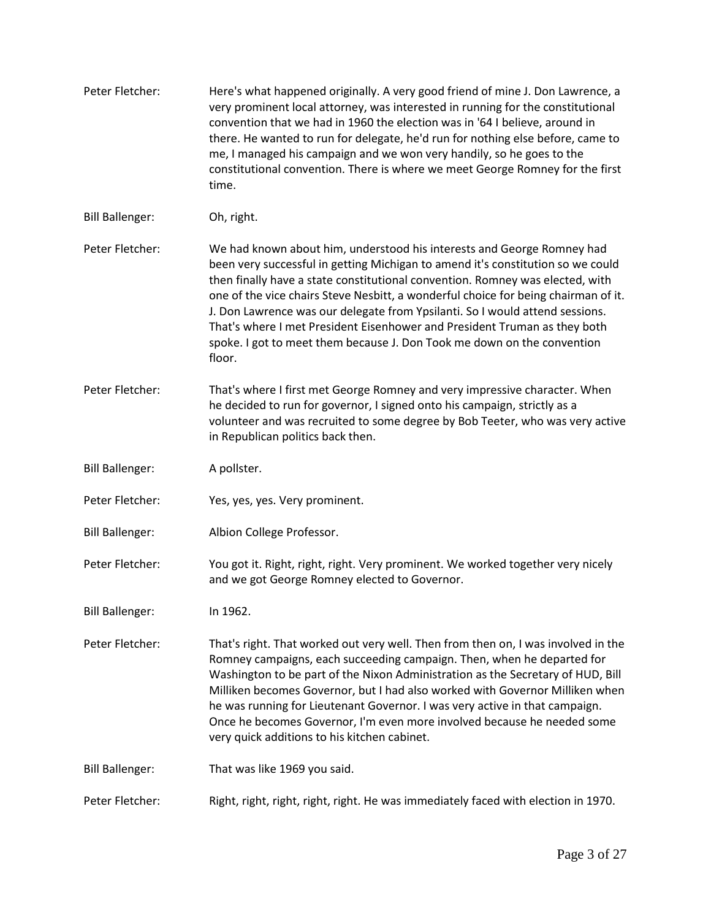Peter Fletcher: Here's what happened originally. A very good friend of mine J. Don Lawrence, a very prominent local attorney, was interested in running for the constitutional convention that we had in 1960 the election was in '64 I believe, around in there. He wanted to run for delegate, he'd run for nothing else before, came to me, I managed his campaign and we won very handily, so he goes to the constitutional convention. There is where we meet George Romney for the first time.

Bill Ballenger: Oh, right.

Peter Fletcher: We had known about him, understood his interests and George Romney had been very successful in getting Michigan to amend it's constitution so we could then finally have a state constitutional convention. Romney was elected, with one of the vice chairs Steve Nesbitt, a wonderful choice for being chairman of it. J. Don Lawrence was our delegate from Ypsilanti. So I would attend sessions. That's where I met President Eisenhower and President Truman as they both spoke. I got to meet them because J. Don Took me down on the convention floor.

Peter Fletcher: That's where I first met George Romney and very impressive character. When he decided to run for governor, I signed onto his campaign, strictly as a volunteer and was recruited to some degree by Bob Teeter, who was very active in Republican politics back then.

Bill Ballenger: A pollster.

Peter Fletcher: Yes, yes, yes. Very prominent.

Bill Ballenger: Albion College Professor.

Peter Fletcher: You got it. Right, right, right. Very prominent. We worked together very nicely and we got George Romney elected to Governor.

Bill Ballenger: In 1962.

Peter Fletcher: That's right. That worked out very well. Then from then on, I was involved in the Romney campaigns, each succeeding campaign. Then, when he departed for Washington to be part of the Nixon Administration as the Secretary of HUD, Bill Milliken becomes Governor, but I had also worked with Governor Milliken when he was running for Lieutenant Governor. I was very active in that campaign. Once he becomes Governor, I'm even more involved because he needed some very quick additions to his kitchen cabinet.

Bill Ballenger: That was like 1969 you said.

Peter Fletcher: Right, right, right, right, right. He was immediately faced with election in 1970.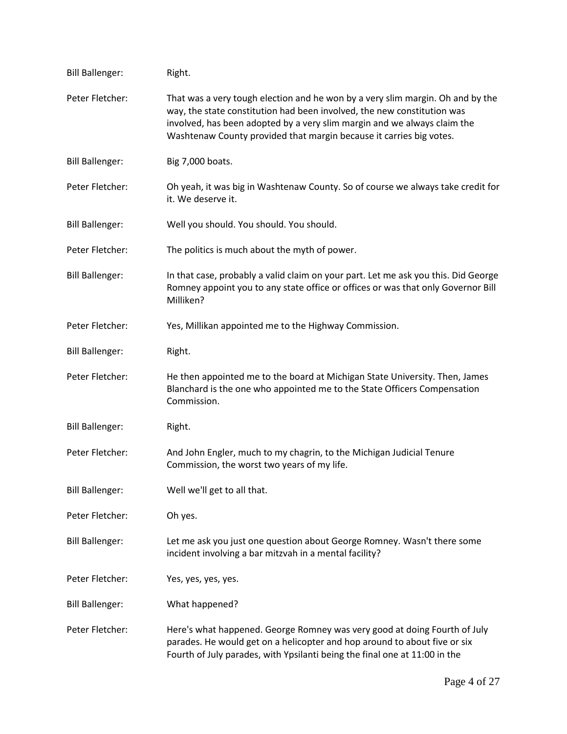Bill Ballenger: Right.

Peter Fletcher: That was a very tough election and he won by a very slim margin. Oh and by the way, the state constitution had been involved, the new constitution was involved, has been adopted by a very slim margin and we always claim the Washtenaw County provided that margin because it carries big votes.

Bill Ballenger: Big 7,000 boats.

Peter Fletcher: Oh yeah, it was big in Washtenaw County. So of course we always take credit for it. We deserve it.

Bill Ballenger: Well you should. You should. You should.

Peter Fletcher: The politics is much about the myth of power.

Bill Ballenger: In that case, probably a valid claim on your part. Let me ask you this. Did George Romney appoint you to any state office or offices or was that only Governor Bill Milliken?

Peter Fletcher: Yes, Millikan appointed me to the Highway Commission.

Bill Ballenger: Right.

Peter Fletcher: He then appointed me to the board at Michigan State University. Then, James Blanchard is the one who appointed me to the State Officers Compensation Commission.

Bill Ballenger: Right.

Peter Fletcher: And John Engler, much to my chagrin, to the Michigan Judicial Tenure Commission, the worst two years of my life.

Bill Ballenger: Well we'll get to all that.

Peter Fletcher: Oh yes.

Bill Ballenger: Let me ask you just one question about George Romney. Wasn't there some incident involving a bar mitzvah in a mental facility?

Peter Fletcher: Yes, yes, yes, yes.

Bill Ballenger: What happened?

Peter Fletcher: Here's what happened. George Romney was very good at doing Fourth of July parades. He would get on a helicopter and hop around to about five or six Fourth of July parades, with Ypsilanti being the final one at 11:00 in the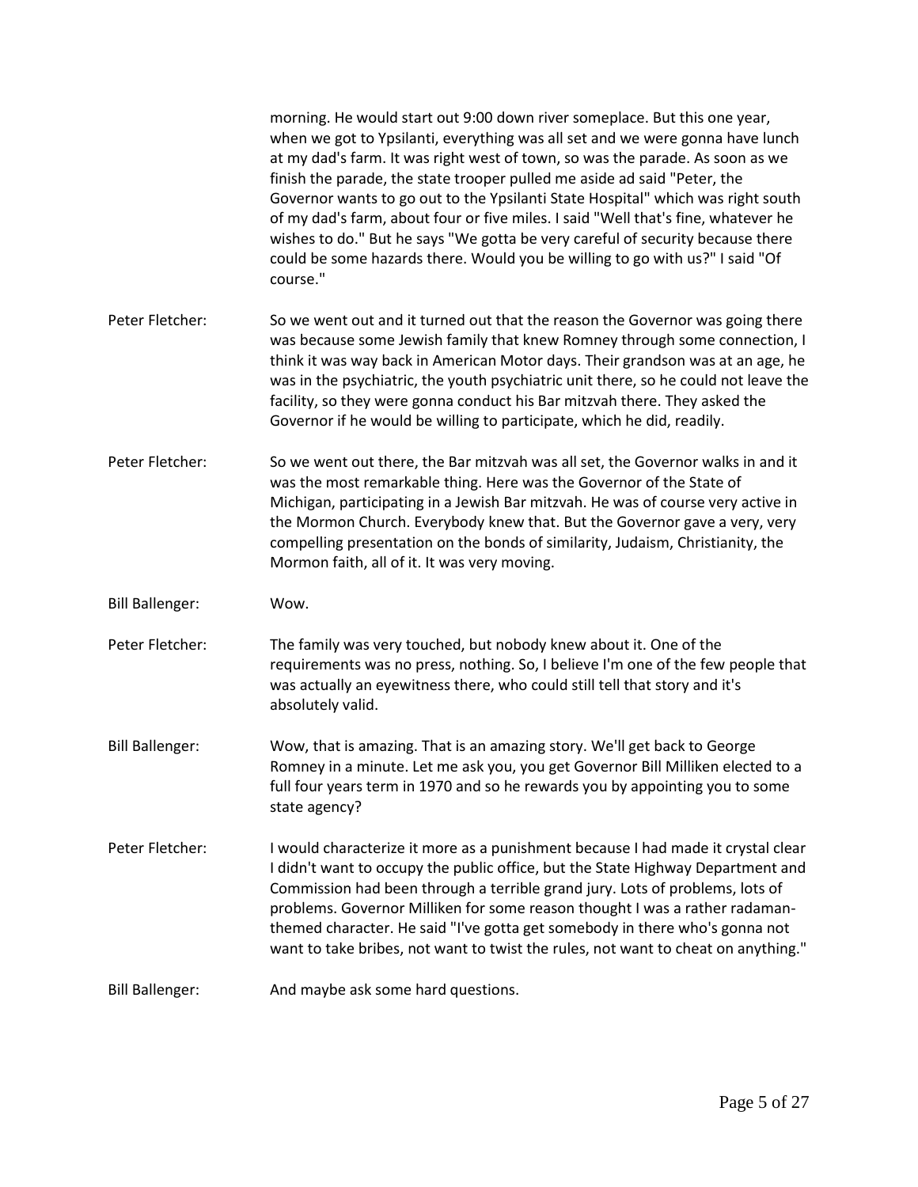morning. He would start out 9:00 down river someplace. But this one year, when we got to Ypsilanti, everything was all set and we were gonna have lunch at my dad's farm. It was right west of town, so was the parade. As soon as we finish the parade, the state trooper pulled me aside ad said "Peter, the Governor wants to go out to the Ypsilanti State Hospital" which was right south of my dad's farm, about four or five miles. I said "Well that's fine, whatever he wishes to do." But he says "We gotta be very careful of security because there could be some hazards there. Would you be willing to go with us?" I said "Of course."

Peter Fletcher: So we went out and it turned out that the reason the Governor was going there was because some Jewish family that knew Romney through some connection, I think it was way back in American Motor days. Their grandson was at an age, he was in the psychiatric, the youth psychiatric unit there, so he could not leave the facility, so they were gonna conduct his Bar mitzvah there. They asked the Governor if he would be willing to participate, which he did, readily.

Peter Fletcher: So we went out there, the Bar mitzvah was all set, the Governor walks in and it was the most remarkable thing. Here was the Governor of the State of Michigan, participating in a Jewish Bar mitzvah. He was of course very active in the Mormon Church. Everybody knew that. But the Governor gave a very, very compelling presentation on the bonds of similarity, Judaism, Christianity, the Mormon faith, all of it. It was very moving.

Bill Ballenger: Wow.

Peter Fletcher: The family was very touched, but nobody knew about it. One of the requirements was no press, nothing. So, I believe I'm one of the few people that was actually an eyewitness there, who could still tell that story and it's absolutely valid.

Bill Ballenger: Wow, that is amazing. That is an amazing story. We'll get back to George Romney in a minute. Let me ask you, you get Governor Bill Milliken elected to a full four years term in 1970 and so he rewards you by appointing you to some state agency?

Peter Fletcher: I would characterize it more as a punishment because I had made it crystal clear I didn't want to occupy the public office, but the State Highway Department and Commission had been through a terrible grand jury. Lots of problems, lots of problems. Governor Milliken for some reason thought I was a rather radaman-themed character. He said "I've gotta get somebody in there who's gonna not want to take bribes, not want to twist the rules, not want to cheat on anything."

Bill Ballenger: And maybe ask some hard questions.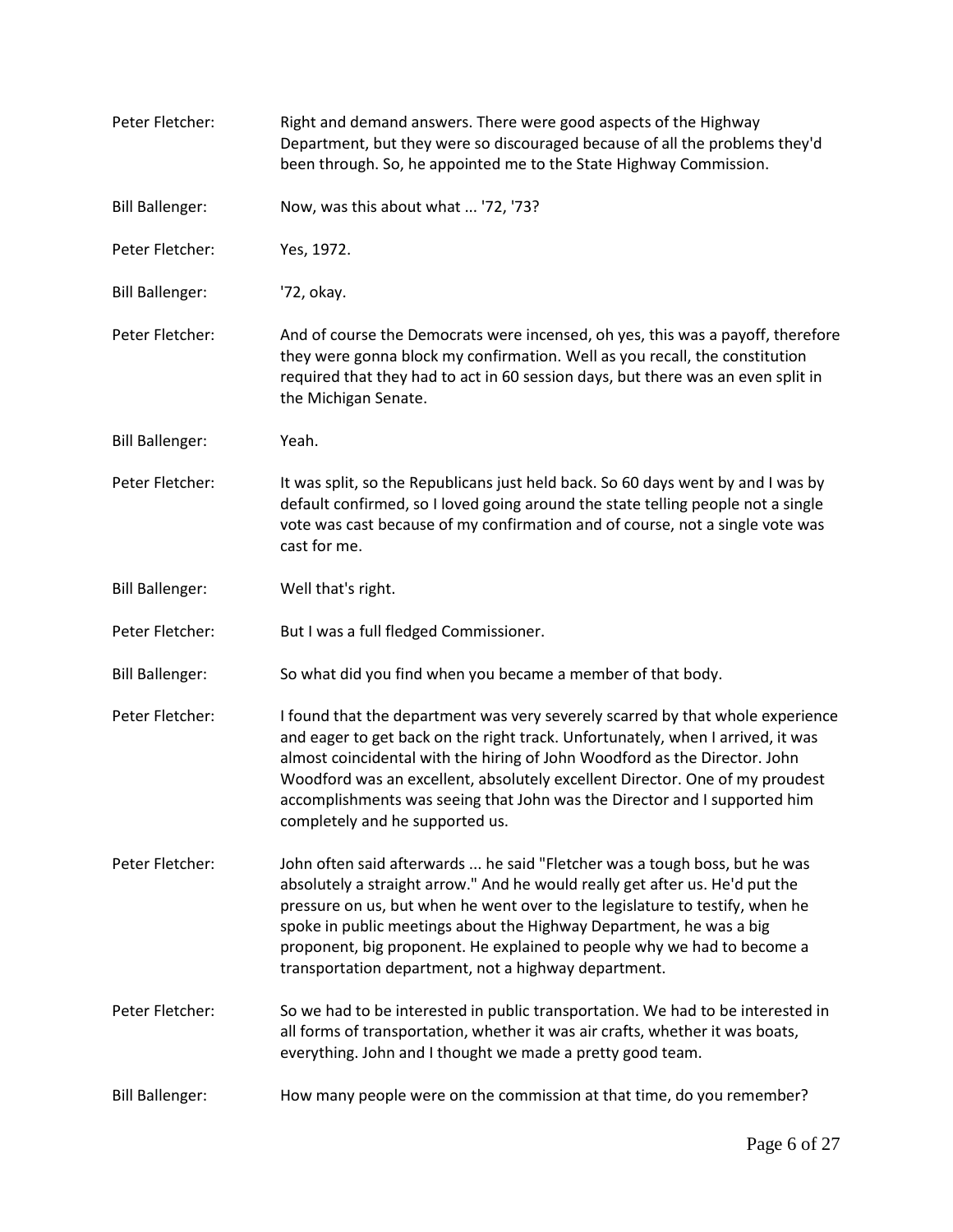Peter Fletcher: Right and demand answers. There were good aspects of the Highway Department, but they were so discouraged because of all the problems they'd been through. So, he appointed me to the State Highway Commission.

Bill Ballenger: Now, was this about what ... '72, '73?

Peter Fletcher: Yes, 1972.

Bill Ballenger: '72, okay.

Peter Fletcher: And of course the Democrats were incensed, oh yes, this was a payoff, therefore they were gonna block my confirmation. Well as you recall, the constitution required that they had to act in 60 session days, but there was an even split in the Michigan Senate.

Bill Ballenger: Yeah.

Peter Fletcher: It was split, so the Republicans just held back. So 60 days went by and I was by default confirmed, so I loved going around the state telling people not a single vote was cast because of my confirmation and of course, not a single vote was cast for me.

Bill Ballenger: Well that's right.

Peter Fletcher: But I was a full fledged Commissioner.

Bill Ballenger: So what did you find when you became a member of that body.

Peter Fletcher: I found that the department was very severely scarred by that whole experience and eager to get back on the right track. Unfortunately, when I arrived, it was almost coincidental with the hiring of John Woodford as the Director. John Woodford was an excellent, absolutely excellent Director. One of my proudest accomplishments was seeing that John was the Director and I supported him completely and he supported us.

Peter Fletcher: John often said afterwards ... he said "Fletcher was a tough boss, but he was absolutely a straight arrow." And he would really get after us. He'd put the pressure on us, but when he went over to the legislature to testify, when he spoke in public meetings about the Highway Department, he was a big proponent, big proponent. He explained to people why we had to become a transportation department, not a highway department.

Peter Fletcher: So we had to be interested in public transportation. We had to be interested in all forms of transportation, whether it was air crafts, whether it was boats, everything. John and I thought we made a pretty good team.

Bill Ballenger: How many people were on the commission at that time, do you remember?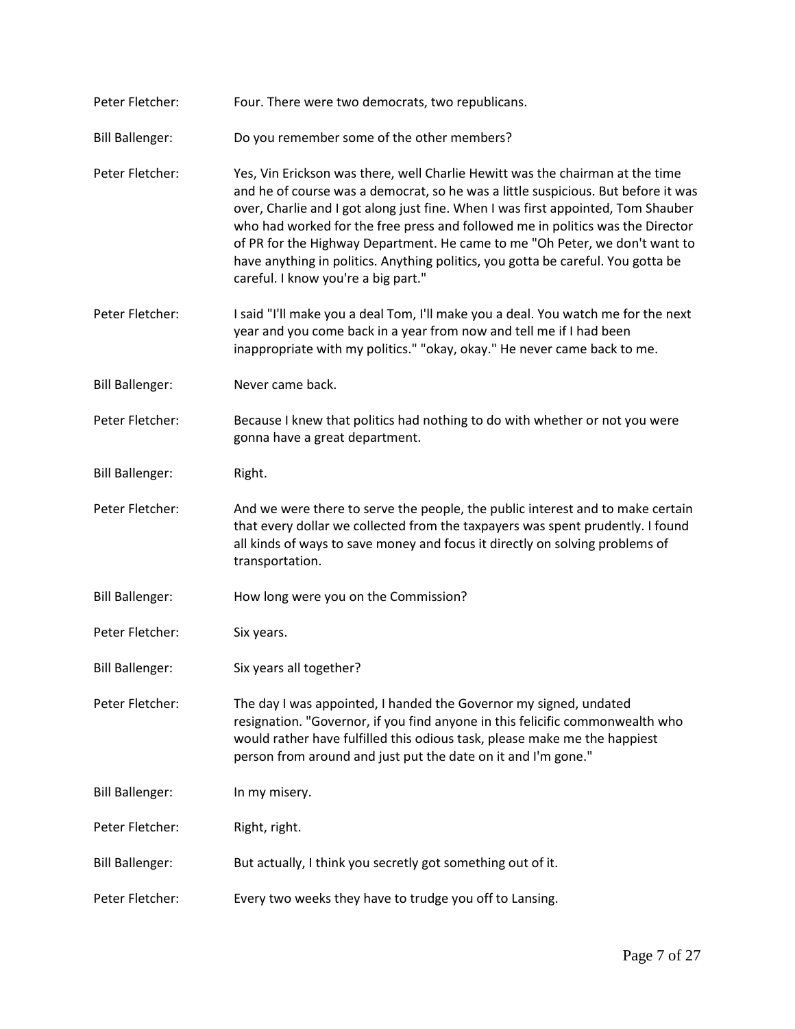Peter Fletcher: Four. There were two democrats, two republicans.

Bill Ballenger: Do you remember some of the other members?

Peter Fletcher: Yes, Vin Erickson was there, well Charlie Hewitt was the chairman at the time and he of course was a democrat, so he was a little suspicious. But before it was over, Charlie and I got along just fine. When I was first appointed, Tom Shauber who had worked for the free press and followed me in politics was the Director of PR for the Highway Department. He came to me "Oh Peter, we don't want to have anything in politics. Anything politics, you gotta be careful. You gotta be careful. I know you're a big part."

Peter Fletcher: I said "I'll make you a deal Tom, I'll make you a deal. You watch me for the next year and you come back in a year from now and tell me if I had been inappropriate with my politics." "okay, okay." He never came back to me.

Bill Ballenger: Never came back.

Peter Fletcher: Because I knew that politics had nothing to do with whether or not you were gonna have a great department.

Bill Ballenger: Right.

Peter Fletcher: And we were there to serve the people, the public interest and to make certain that every dollar we collected from the taxpayers was spent prudently. I found all kinds of ways to save money and focus it directly on solving problems of transportation.

Bill Ballenger: How long were you on the Commission?

Peter Fletcher: Six years.

Bill Ballenger: Six years all together?

Peter Fletcher: The day I was appointed, I handed the Governor my signed, undated resignation. "Governor, if you find anyone in this felicific commonwealth who would rather have fulfilled this odious task, please make me the happiest person from around and just put the date on it and I'm gone."

Bill Ballenger: In my misery.

Peter Fletcher: Right, right.

Bill Ballenger: But actually, I think you secretly got something out of it.

Peter Fletcher: Every two weeks they have to trudge you off to Lansing.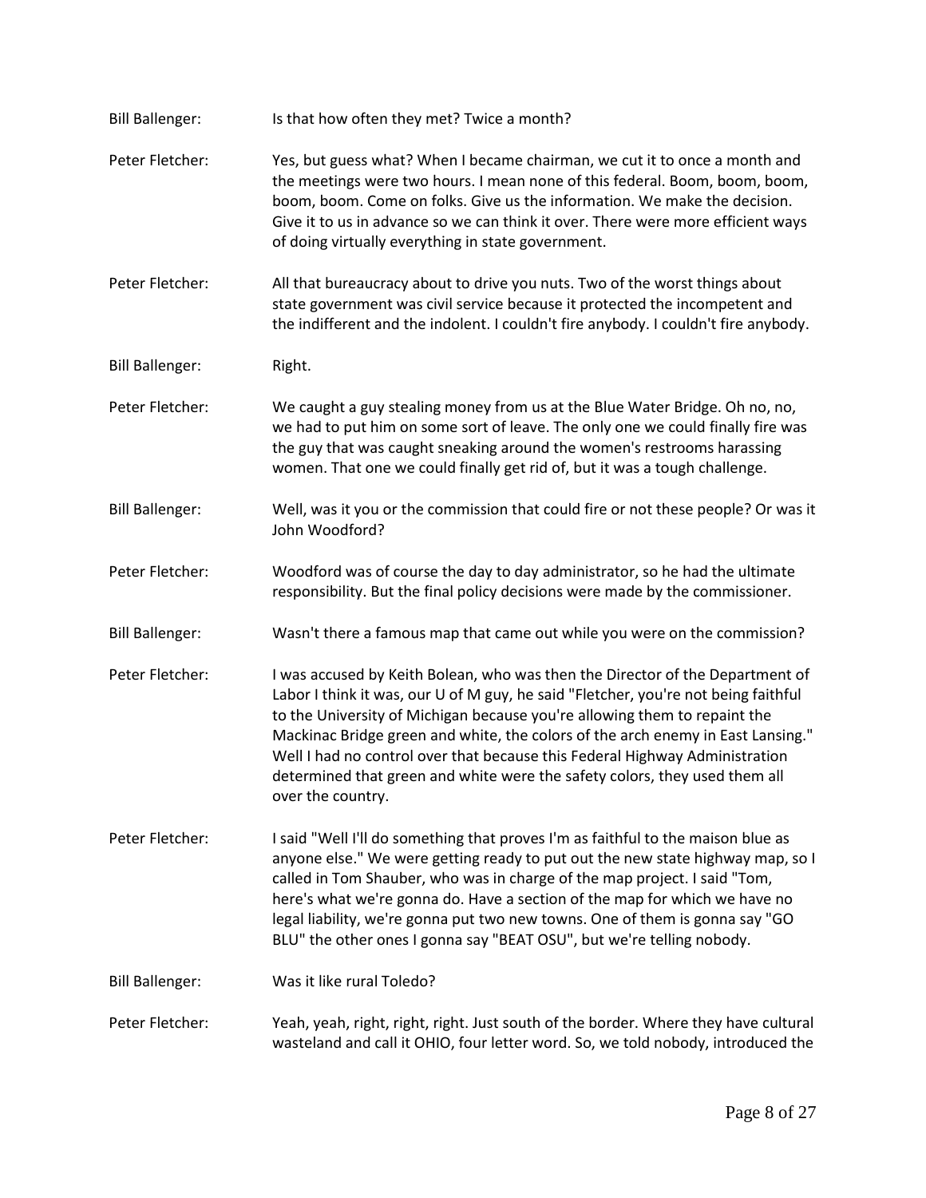Bill Ballenger: Is that how often they met? Twice a month?

Peter Fletcher: Yes, but guess what? When I became chairman, we cut it to once a month and the meetings were two hours. I mean none of this federal. Boom, boom, boom, boom, boom. Come on folks. Give us the information. We make the decision. Give it to us in advance so we can think it over. There were more efficient ways of doing virtually everything in state government.

Peter Fletcher: All that bureaucracy about to drive you nuts. Two of the worst things about state government was civil service because it protected the incompetent and the indifferent and the indolent. I couldn't fire anybody. I couldn't fire anybody.

Bill Ballenger: Right.

Peter Fletcher: We caught a guy stealing money from us at the Blue Water Bridge. Oh no, no, we had to put him on some sort of leave. The only one we could finally fire was the guy that was caught sneaking around the women's restrooms harassing women. That one we could finally get rid of, but it was a tough challenge.

Bill Ballenger: Well, was it you or the commission that could fire or not these people? Or was it John Woodford?

Peter Fletcher: Woodford was of course the day to day administrator, so he had the ultimate responsibility. But the final policy decisions were made by the commissioner.

Bill Ballenger: Wasn't there a famous map that came out while you were on the commission?

Peter Fletcher: I was accused by Keith Bolean, who was then the Director of the Department of Labor I think it was, our U of M guy, he said "Fletcher, you're not being faithful to the University of Michigan because you're allowing them to repaint the Mackinac Bridge green and white, the colors of the arch enemy in East Lansing." Well I had no control over that because this Federal Highway Administration determined that green and white were the safety colors, they used them all over the country.

Peter Fletcher: I said "Well I'll do something that proves I'm as faithful to the maison blue as anyone else." We were getting ready to put out the new state highway map, so I called in Tom Shauber, who was in charge of the map project. I said "Tom, here's what we're gonna do. Have a section of the map for which we have no legal liability, we're gonna put two new towns. One of them is gonna say "GO BLU" the other ones I gonna say "BEAT OSU", but we're telling nobody.

Bill Ballenger: Was it like rural Toledo?

Peter Fletcher: Yeah, yeah, right, right, right. Just south of the border. Where they have cultural wasteland and call it OHIO, four letter word. So, we told nobody, introduced the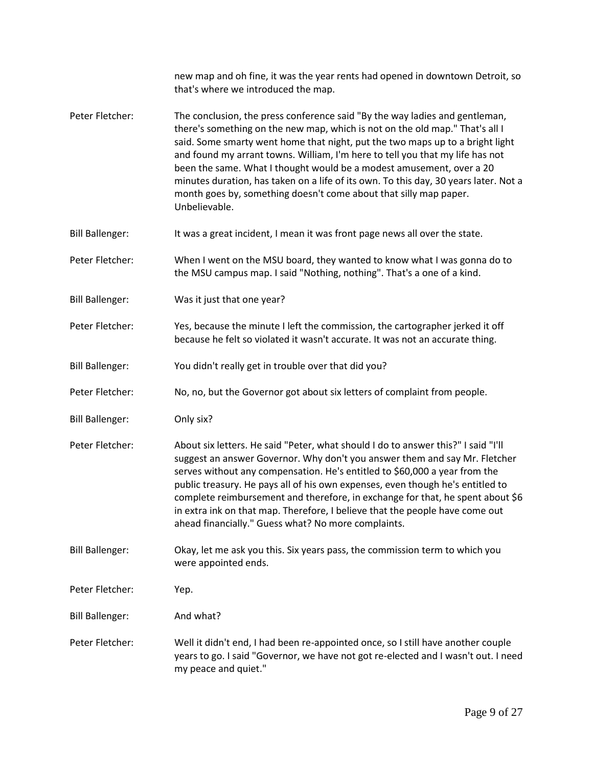new map and oh fine, it was the year rents had opened in downtown Detroit, so that's where we introduced the map.

**Peter Fletcher:** The conclusion, the press conference said "By the way ladies and gentleman, there's something on the new map, which is not on the old map." That's all I said. Some smarty went home that night, put the two maps up to a bright light and found my arrant towns. William, I'm here to tell you that my life has not been the same. What I thought would be a modest amusement, over a 20 minutes duration, has taken on a life of its own. To this day, 30 years later. Not a month goes by, something doesn't come about that silly map paper. Unbelievable.

**Bill Ballenger:** It was a great incident, I mean it was front page news all over the state.

**Peter Fletcher:** When I went on the MSU board, they wanted to know what I was gonna do to the MSU campus map. I said "Nothing, nothing". That's a one of a kind.

**Bill Ballenger:** Was it just that one year?

**Peter Fletcher:** Yes, because the minute I left the commission, the cartographer jerked it off because he felt so violated it wasn't accurate. It was not an accurate thing.

**Bill Ballenger:** You didn't really get in trouble over that did you?

**Peter Fletcher:** No, no, but the Governor got about six letters of complaint from people.

**Bill Ballenger:** Only six?

**Peter Fletcher:** About six letters. He said "Peter, what should I do to answer this?" I said "I'll suggest an answer Governor. Why don't you answer them and say Mr. Fletcher serves without any compensation. He's entitled to $60,000 a year from the public treasury. He pays all of his own expenses, even though he's entitled to complete reimbursement and therefore, in exchange for that, he spent about $6 in extra ink on that map. Therefore, I believe that the people have come out ahead financially." Guess what? No more complaints.

**Bill Ballenger:** Okay, let me ask you this. Six years pass, the commission term to which you were appointed ends.

**Peter Fletcher:** Yep.

**Bill Ballenger:** And what?

**Peter Fletcher:** Well it didn't end, I had been re-appointed once, so I still have another couple years to go. I said "Governor, we have not got re-elected and I wasn't out. I need my peace and quiet."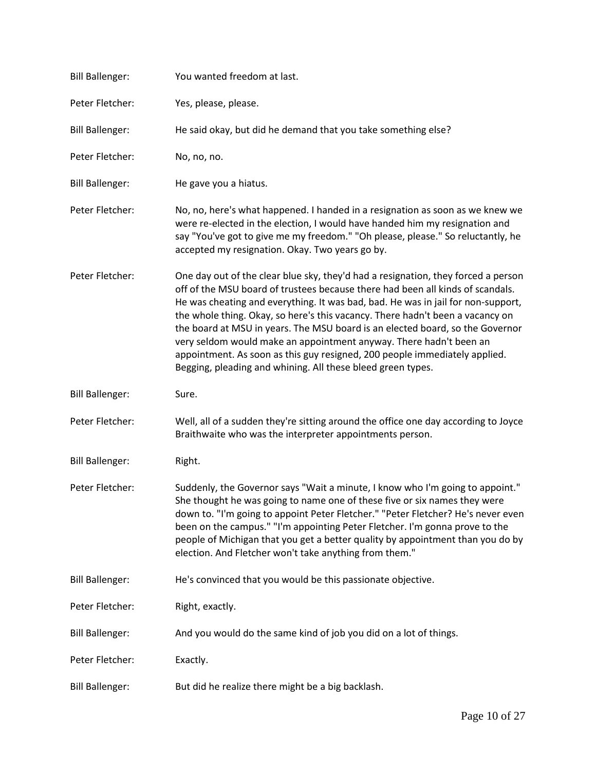Bill Ballenger: You wanted freedom at last.

Peter Fletcher: Yes, please, please.

Bill Ballenger: He said okay, but did he demand that you take something else?

Peter Fletcher: No, no, no.

Bill Ballenger: He gave you a hiatus.

Peter Fletcher: No, no, here's what happened. I handed in a resignation as soon as we knew we were re-elected in the election, I would have handed him my resignation and say "You've got to give me my freedom." "Oh please, please." So reluctantly, he accepted my resignation. Okay. Two years go by.

Peter Fletcher: One day out of the clear blue sky, they'd had a resignation, they forced a person off of the MSU board of trustees because there had been all kinds of scandals. He was cheating and everything. It was bad, bad. He was in jail for non-support, the whole thing. Okay, so here's this vacancy. There hadn't been a vacancy on the board at MSU in years. The MSU board is an elected board, so the Governor very seldom would make an appointment anyway. There hadn't been an appointment. As soon as this guy resigned, 200 people immediately applied. Begging, pleading and whining. All these bleed green types.

Bill Ballenger: Sure.

Peter Fletcher: Well, all of a sudden they're sitting around the office one day according to Joyce Braithwaite who was the interpreter appointments person.

Bill Ballenger: Right.

Peter Fletcher: Suddenly, the Governor says "Wait a minute, I know who I'm going to appoint." She thought he was going to name one of these five or six names they were down to. "I'm going to appoint Peter Fletcher." "Peter Fletcher? He's never even been on the campus." "I'm appointing Peter Fletcher. I'm gonna prove to the people of Michigan that you get a better quality by appointment than you do by election. And Fletcher won't take anything from them."

Bill Ballenger: He's convinced that you would be this passionate objective.

Peter Fletcher: Right, exactly.

Bill Ballenger: And you would do the same kind of job you did on a lot of things.

Peter Fletcher: Exactly.

Bill Ballenger: But did he realize there might be a big backlash.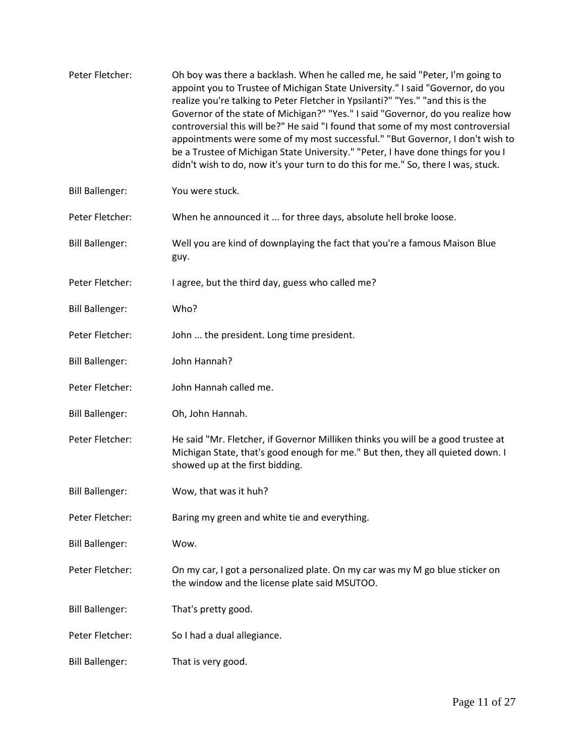**Peter Fletcher:** Oh boy was there a backlash. When he called me, he said "Peter, I'm going to appoint you to Trustee of Michigan State University." I said "Governor, do you realize you're talking to Peter Fletcher in Ypsilanti?" "Yes." "and this is the Governor of the state of Michigan?" "Yes." I said "Governor, do you realize how controversial this will be?" He said "I found that some of my most controversial appointments were some of my most successful." "But Governor, I don't wish to be a Trustee of Michigan State University." "Peter, I have done things for you I didn't wish to do, now it's your turn to do this for me." So, there I was, stuck.

**Bill Ballenger:** You were stuck.

**Peter Fletcher:** When he announced it ... for three days, absolute hell broke loose.

**Bill Ballenger:** Well you are kind of downplaying the fact that you're a famous Maison Blue guy.

**Peter Fletcher:** I agree, but the third day, guess who called me?

**Bill Ballenger:** Who?

**Peter Fletcher:** John ... the president. Long time president.

**Bill Ballenger:** John Hannah?

**Peter Fletcher:** John Hannah called me.

**Bill Ballenger:** Oh, John Hannah.

**Peter Fletcher:** He said "Mr. Fletcher, if Governor Milliken thinks you will be a good trustee at Michigan State, that's good enough for me." But then, they all quieted down. I showed up at the first bidding.

**Bill Ballenger:** Wow, that was it huh?

**Peter Fletcher:** Baring my green and white tie and everything.

**Bill Ballenger:** Wow.

**Peter Fletcher:** On my car, I got a personalized plate. On my car was my M go blue sticker on the window and the license plate said MSUTOO.

**Bill Ballenger:** That's pretty good.

**Peter Fletcher:** So I had a dual allegiance.

**Bill Ballenger:** That is very good.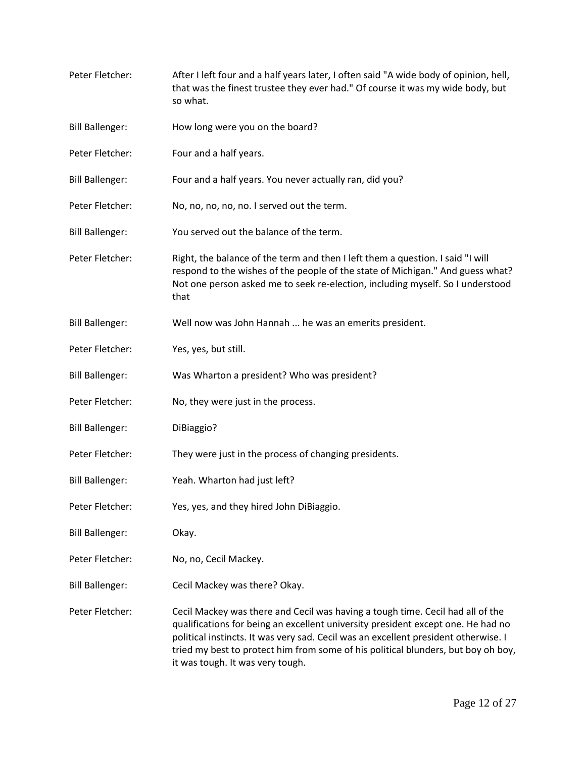Peter Fletcher: After I left four and a half years later, I often said "A wide body of opinion, hell, that was the finest trustee they ever had." Of course it was my wide body, but so what.

Bill Ballenger: How long were you on the board?

Peter Fletcher: Four and a half years.

Bill Ballenger: Four and a half years. You never actually ran, did you?

Peter Fletcher: No, no, no, no, no. I served out the term.

Bill Ballenger: You served out the balance of the term.

Peter Fletcher: Right, the balance of the term and then I left them a question. I said "I will respond to the wishes of the people of the state of Michigan." And guess what? Not one person asked me to seek re-election, including myself. So I understood that

Bill Ballenger: Well now was John Hannah ... he was an emerits president.

Peter Fletcher: Yes, yes, but still.

Bill Ballenger: Was Wharton a president? Who was president?

Peter Fletcher: No, they were just in the process.

Bill Ballenger: DiBiaggio?

Peter Fletcher: They were just in the process of changing presidents.

Bill Ballenger: Yeah. Wharton had just left?

Peter Fletcher: Yes, yes, and they hired John DiBiaggio.

Bill Ballenger: Okay.

Peter Fletcher: No, no, Cecil Mackey.

Bill Ballenger: Cecil Mackey was there? Okay.

Peter Fletcher: Cecil Mackey was there and Cecil was having a tough time. Cecil had all of the qualifications for being an excellent university president except one. He had no political instincts. It was very sad. Cecil was an excellent president otherwise. I tried my best to protect him from some of his political blunders, but boy oh boy, it was tough. It was very tough.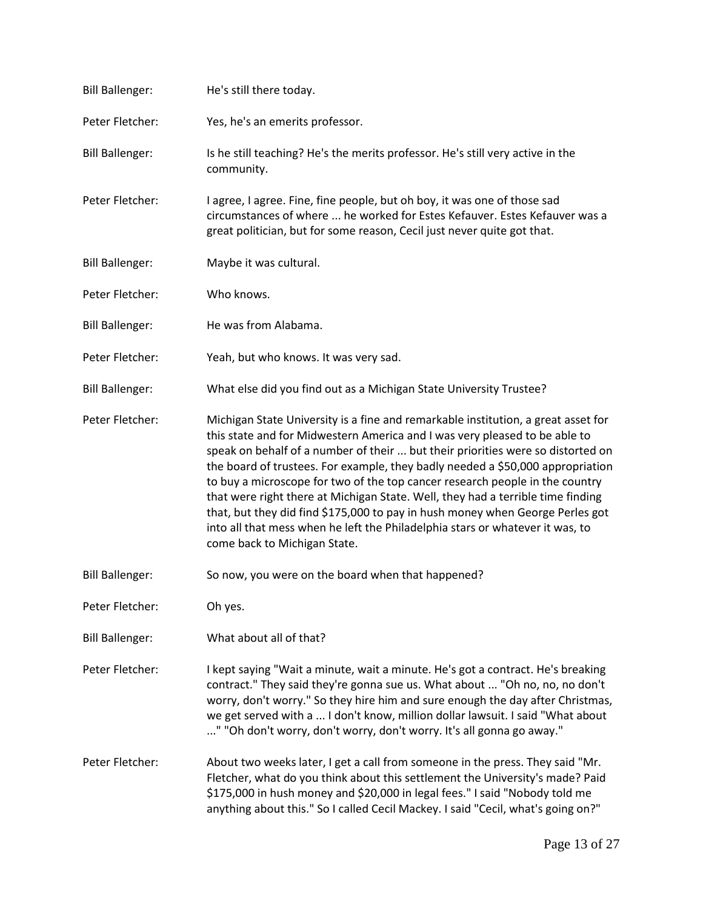Bill Ballenger: He's still there today.

Peter Fletcher: Yes, he's an emerits professor.

Bill Ballenger: Is he still teaching? He's the merits professor. He's still very active in the community.

Peter Fletcher: I agree, I agree. Fine, fine people, but oh boy, it was one of those sad circumstances of where ... he worked for Estes Kefauver. Estes Kefauver was a great politician, but for some reason, Cecil just never quite got that.

Bill Ballenger: Maybe it was cultural.

Peter Fletcher: Who knows.

Bill Ballenger: He was from Alabama.

Peter Fletcher: Yeah, but who knows. It was very sad.

Bill Ballenger: What else did you find out as a Michigan State University Trustee?

Peter Fletcher: Michigan State University is a fine and remarkable institution, a great asset for this state and for Midwestern America and I was very pleased to be able to speak on behalf of a number of their ... but their priorities were so distorted on the board of trustees. For example, they badly needed a $50,000 appropriation to buy a microscope for two of the top cancer research people in the country that were right there at Michigan State. Well, they had a terrible time finding that, but they did find $175,000 to pay in hush money when George Perles got into all that mess when he left the Philadelphia stars or whatever it was, to come back to Michigan State.

Bill Ballenger: So now, you were on the board when that happened?

Peter Fletcher: Oh yes.

Bill Ballenger: What about all of that?

Peter Fletcher: I kept saying "Wait a minute, wait a minute. He's got a contract. He's breaking contract." They said they're gonna sue us. What about ... "Oh no, no, no don't worry, don't worry." So they hire him and sure enough the day after Christmas, we get served with a ... I don't know, million dollar lawsuit. I said "What about ..." "Oh don't worry, don't worry, don't worry. It's all gonna go away."

Peter Fletcher: About two weeks later, I get a call from someone in the press. They said "Mr. Fletcher, what do you think about this settlement the University's made? Paid $175,000 in hush money and $20,000 in legal fees." I said "Nobody told me anything about this." So I called Cecil Mackey. I said "Cecil, what's going on?"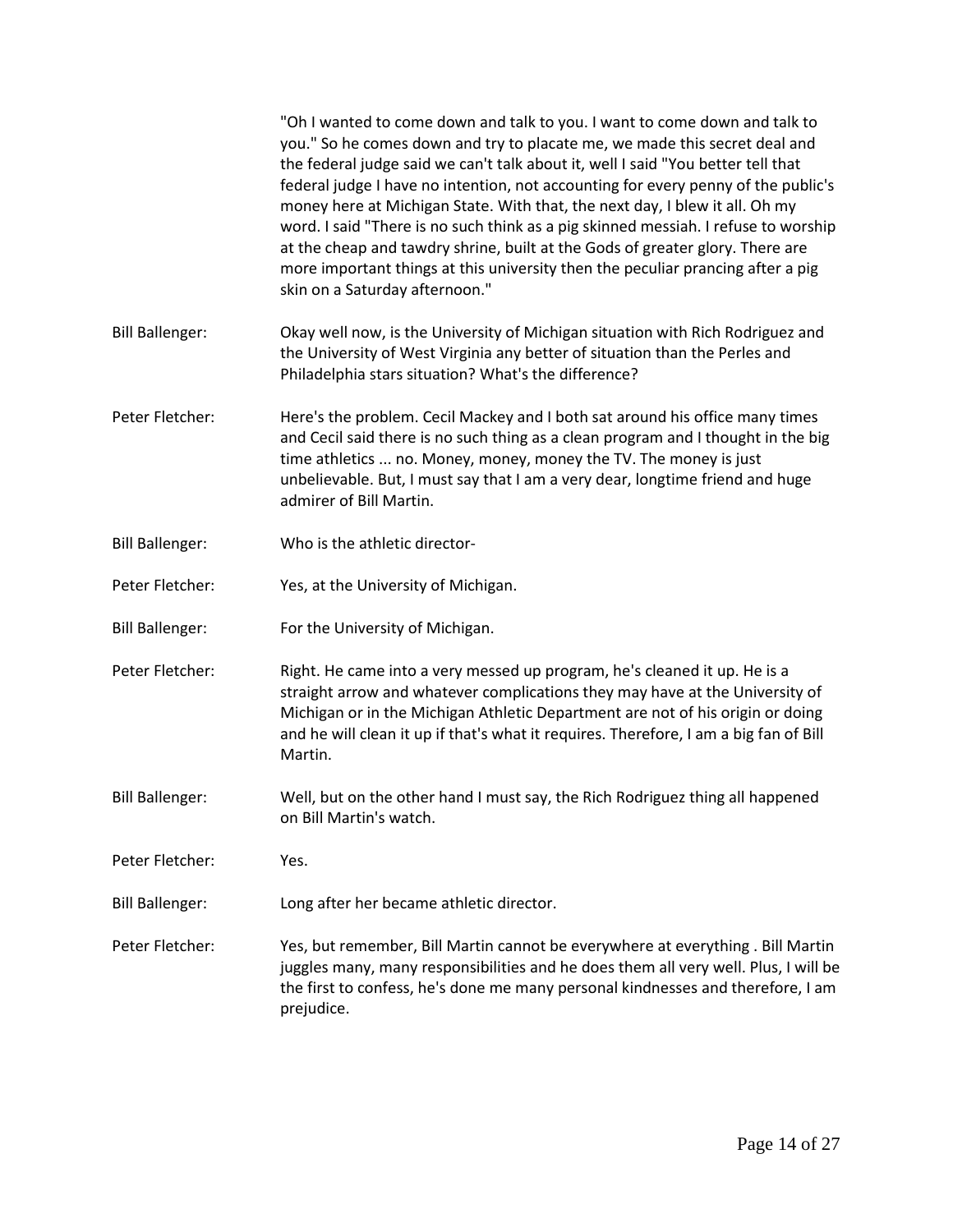"Oh I wanted to come down and talk to you. I want to come down and talk to you." So he comes down and try to placate me, we made this secret deal and the federal judge said we can't talk about it, well I said "You better tell that federal judge I have no intention, not accounting for every penny of the public's money here at Michigan State. With that, the next day, I blew it all. Oh my word. I said "There is no such think as a pig skinned messiah. I refuse to worship at the cheap and tawdry shrine, built at the Gods of greater glory. There are more important things at this university then the peculiar prancing after a pig skin on a Saturday afternoon."

Bill Ballenger: Okay well now, is the University of Michigan situation with Rich Rodriguez and the University of West Virginia any better of situation than the Perles and Philadelphia stars situation? What's the difference?

Peter Fletcher: Here's the problem. Cecil Mackey and I both sat around his office many times and Cecil said there is no such thing as a clean program and I thought in the big time athletics ... no. Money, money, money the TV. The money is just unbelievable. But, I must say that I am a very dear, longtime friend and huge admirer of Bill Martin.

Bill Ballenger: Who is the athletic director-

Peter Fletcher: Yes, at the University of Michigan.

Bill Ballenger: For the University of Michigan.

Peter Fletcher: Right. He came into a very messed up program, he's cleaned it up. He is a straight arrow and whatever complications they may have at the University of Michigan or in the Michigan Athletic Department are not of his origin or doing and he will clean it up if that's what it requires. Therefore, I am a big fan of Bill Martin.

Bill Ballenger: Well, but on the other hand I must say, the Rich Rodriguez thing all happened on Bill Martin's watch.

Peter Fletcher: Yes.

Bill Ballenger: Long after her became athletic director.

Peter Fletcher: Yes, but remember, Bill Martin cannot be everywhere at everything . Bill Martin juggles many, many responsibilities and he does them all very well. Plus, I will be the first to confess, he's done me many personal kindnesses and therefore, I am prejudice.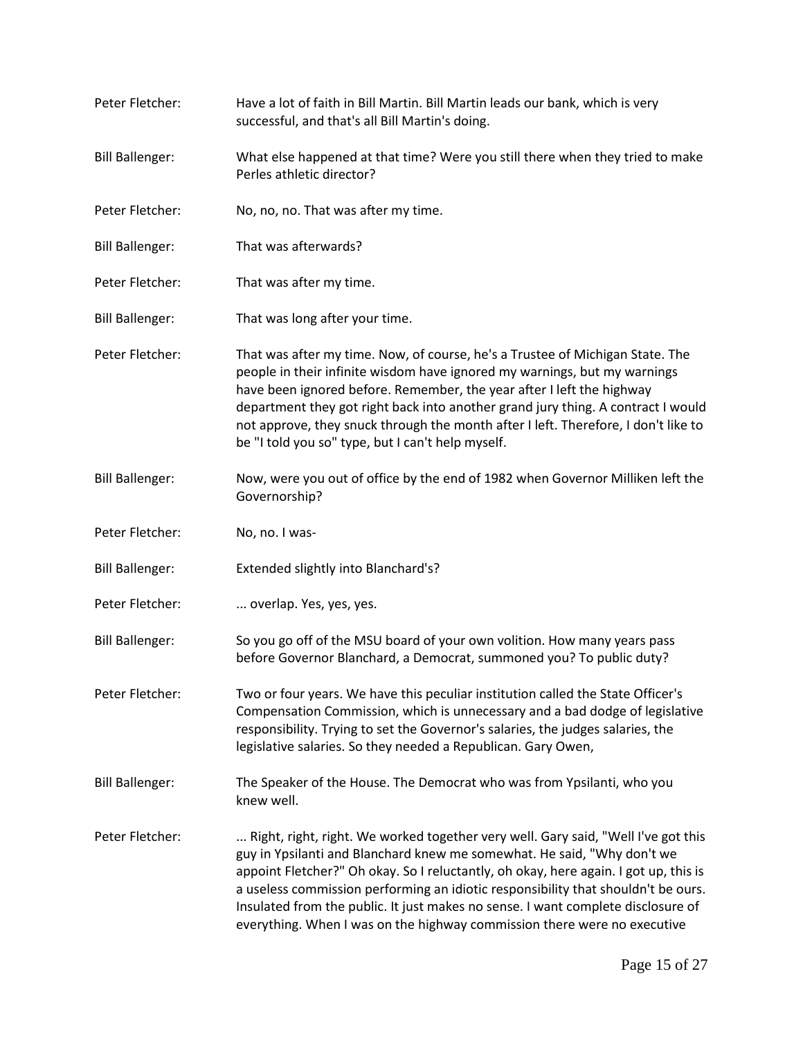Peter Fletcher: Have a lot of faith in Bill Martin. Bill Martin leads our bank, which is very successful, and that's all Bill Martin's doing.

Bill Ballenger: What else happened at that time? Were you still there when they tried to make Perles athletic director?

Peter Fletcher: No, no, no. That was after my time.

Bill Ballenger: That was afterwards?

Peter Fletcher: That was after my time.

Bill Ballenger: That was long after your time.

Peter Fletcher: That was after my time. Now, of course, he's a Trustee of Michigan State. The people in their infinite wisdom have ignored my warnings, but my warnings have been ignored before. Remember, the year after I left the highway department they got right back into another grand jury thing. A contract I would not approve, they snuck through the month after I left. Therefore, I don't like to be "I told you so" type, but I can't help myself.

Bill Ballenger: Now, were you out of office by the end of 1982 when Governor Milliken left the Governorship?

Peter Fletcher: No, no. I was-

Bill Ballenger: Extended slightly into Blanchard's?

Peter Fletcher: ... overlap. Yes, yes, yes.

Bill Ballenger: So you go off of the MSU board of your own volition. How many years pass before Governor Blanchard, a Democrat, summoned you? To public duty?

Peter Fletcher: Two or four years. We have this peculiar institution called the State Officer's Compensation Commission, which is unnecessary and a bad dodge of legislative responsibility. Trying to set the Governor's salaries, the judges salaries, the legislative salaries. So they needed a Republican. Gary Owen,

Bill Ballenger: The Speaker of the House. The Democrat who was from Ypsilanti, who you knew well.

Peter Fletcher: ... Right, right, right. We worked together very well. Gary said, "Well I've got this guy in Ypsilanti and Blanchard knew me somewhat. He said, "Why don't we appoint Fletcher?" Oh okay. So I reluctantly, oh okay, here again. I got up, this is a useless commission performing an idiotic responsibility that shouldn't be ours. Insulated from the public. It just makes no sense. I want complete disclosure of everything. When I was on the highway commission there were no executive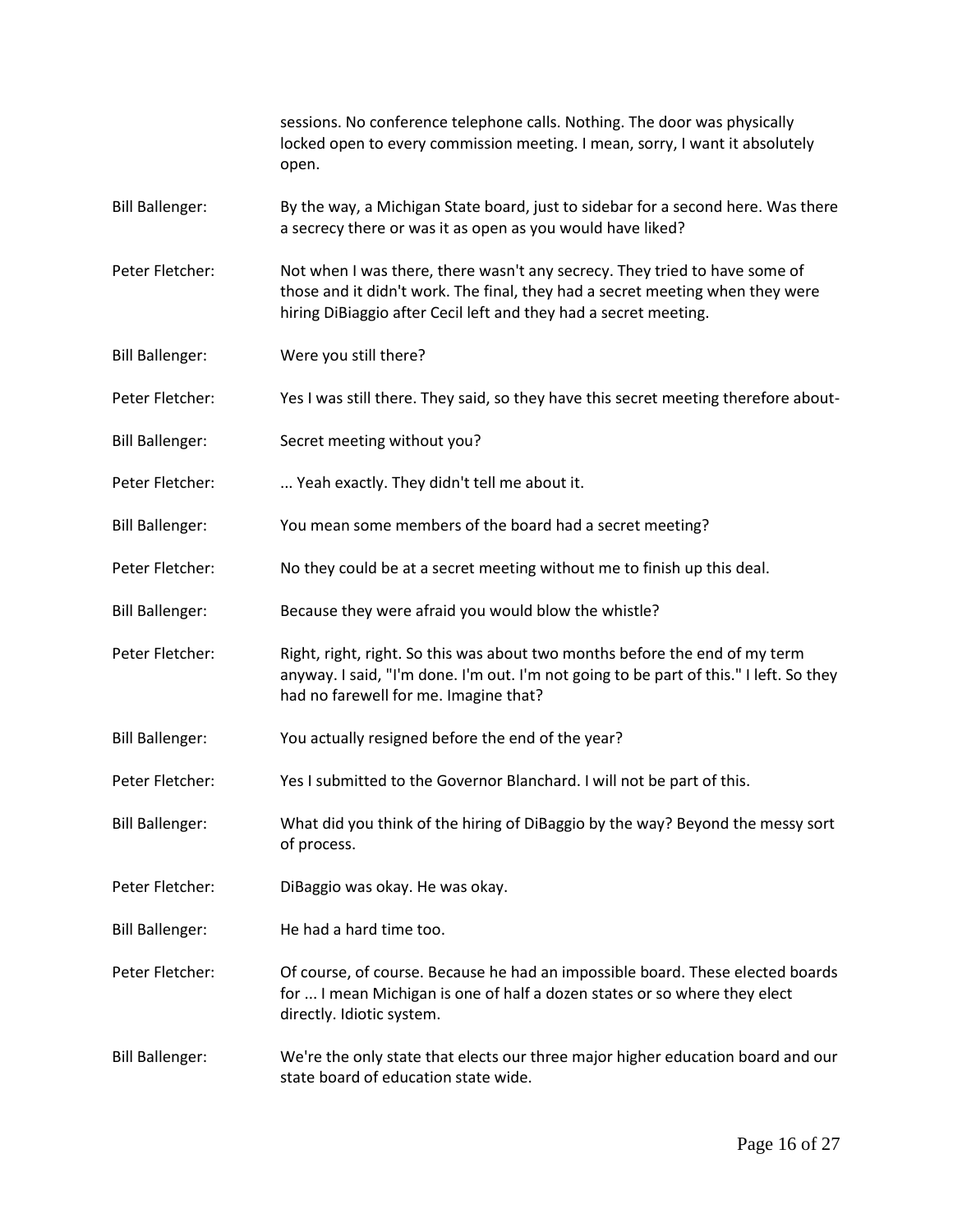sessions. No conference telephone calls. Nothing. The door was physically locked open to every commission meeting. I mean, sorry, I want it absolutely open.

**Bill Ballenger:** By the way, a Michigan State board, just to sidebar for a second here. Was there a secrecy there or was it as open as you would have liked?

**Peter Fletcher:** Not when I was there, there wasn't any secrecy. They tried to have some of those and it didn't work. The final, they had a secret meeting when they were hiring DiBiaggio after Cecil left and they had a secret meeting.

**Bill Ballenger:** Were you still there?

**Peter Fletcher:** Yes I was still there. They said, so they have this secret meeting therefore about-

**Bill Ballenger:** Secret meeting without you?

**Peter Fletcher:** ... Yeah exactly. They didn't tell me about it.

**Bill Ballenger:** You mean some members of the board had a secret meeting?

**Peter Fletcher:** No they could be at a secret meeting without me to finish up this deal.

**Bill Ballenger:** Because they were afraid you would blow the whistle?

**Peter Fletcher:** Right, right, right. So this was about two months before the end of my term anyway. I said, "I'm done. I'm out. I'm not going to be part of this." I left. So they had no farewell for me. Imagine that?

**Bill Ballenger:** You actually resigned before the end of the year?

**Peter Fletcher:** Yes I submitted to the Governor Blanchard. I will not be part of this.

**Bill Ballenger:** What did you think of the hiring of DiBaggio by the way? Beyond the messy sort of process.

**Peter Fletcher:** DiBaggio was okay. He was okay.

**Bill Ballenger:** He had a hard time too.

**Peter Fletcher:** Of course, of course. Because he had an impossible board. These elected boards for ... I mean Michigan is one of half a dozen states or so where they elect directly. Idiotic system.

**Bill Ballenger:** We're the only state that elects our three major higher education board and our state board of education state wide.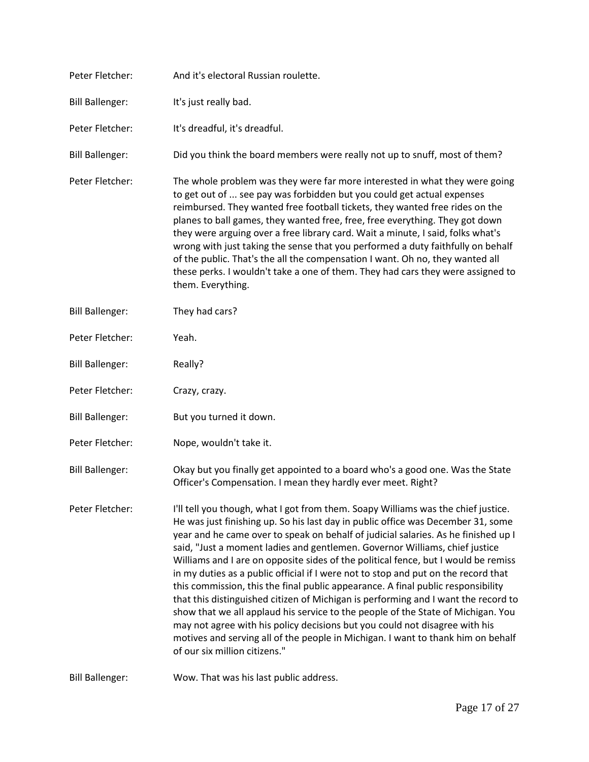Peter Fletcher: And it's electoral Russian roulette.

Bill Ballenger: It's just really bad.

Peter Fletcher: It's dreadful, it's dreadful.

Bill Ballenger: Did you think the board members were really not up to snuff, most of them?

Peter Fletcher: The whole problem was they were far more interested in what they were going to get out of ... see pay was forbidden but you could get actual expenses reimbursed. They wanted free football tickets, they wanted free rides on the planes to ball games, they wanted free, free, free everything. They got down they were arguing over a free library card. Wait a minute, I said, folks what's wrong with just taking the sense that you performed a duty faithfully on behalf of the public. That's the all the compensation I want. Oh no, they wanted all these perks. I wouldn't take a one of them. They had cars they were assigned to them. Everything.

Bill Ballenger: They had cars?

Peter Fletcher: Yeah.

Bill Ballenger: Really?

Peter Fletcher: Crazy, crazy.

Bill Ballenger: But you turned it down.

Peter Fletcher: Nope, wouldn't take it.

Bill Ballenger: Okay but you finally get appointed to a board who's a good one. Was the State Officer's Compensation. I mean they hardly ever meet. Right?

Peter Fletcher: I'll tell you though, what I got from them. Soapy Williams was the chief justice. He was just finishing up. So his last day in public office was December 31, some year and he came over to speak on behalf of judicial salaries. As he finished up I said, "Just a moment ladies and gentlemen. Governor Williams, chief justice Williams and I are on opposite sides of the political fence, but I would be remiss in my duties as a public official if I were not to stop and put on the record that this commission, this the final public appearance. A final public responsibility that this distinguished citizen of Michigan is performing and I want the record to show that we all applaud his service to the people of the State of Michigan. You may not agree with his policy decisions but you could not disagree with his motives and serving all of the people in Michigan. I want to thank him on behalf of our six million citizens."

Bill Ballenger: Wow. That was his last public address.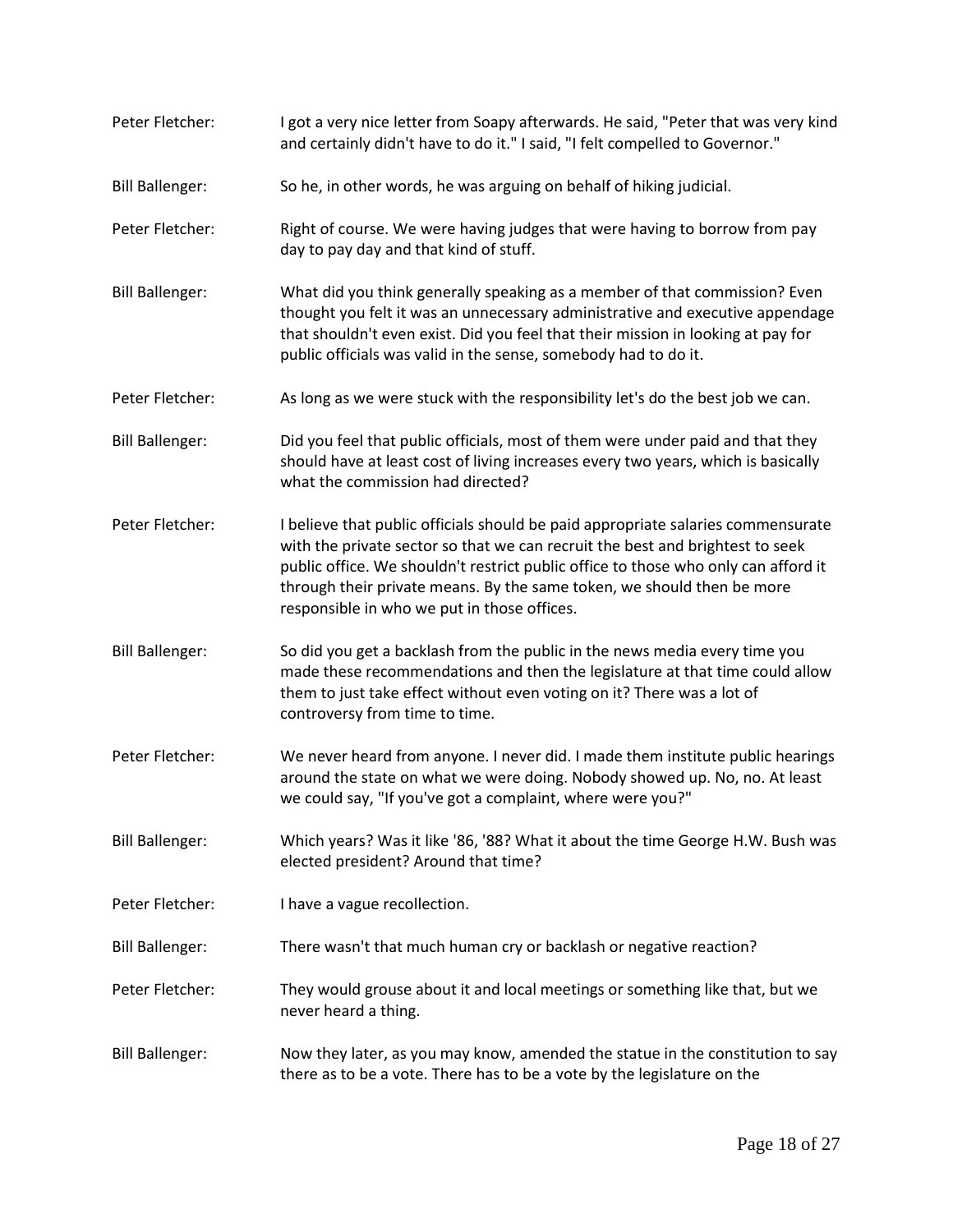Peter Fletcher: I got a very nice letter from Soapy afterwards. He said, "Peter that was very kind and certainly didn't have to do it." I said, "I felt compelled to Governor."

Bill Ballenger: So he, in other words, he was arguing on behalf of hiking judicial.

Peter Fletcher: Right of course. We were having judges that were having to borrow from pay day to pay day and that kind of stuff.

Bill Ballenger: What did you think generally speaking as a member of that commission? Even thought you felt it was an unnecessary administrative and executive appendage that shouldn't even exist. Did you feel that their mission in looking at pay for public officials was valid in the sense, somebody had to do it.

Peter Fletcher: As long as we were stuck with the responsibility let's do the best job we can.

Bill Ballenger: Did you feel that public officials, most of them were under paid and that they should have at least cost of living increases every two years, which is basically what the commission had directed?

Peter Fletcher: I believe that public officials should be paid appropriate salaries commensurate with the private sector so that we can recruit the best and brightest to seek public office. We shouldn't restrict public office to those who only can afford it through their private means. By the same token, we should then be more responsible in who we put in those offices.

Bill Ballenger: So did you get a backlash from the public in the news media every time you made these recommendations and then the legislature at that time could allow them to just take effect without even voting on it? There was a lot of controversy from time to time.

Peter Fletcher: We never heard from anyone. I never did. I made them institute public hearings around the state on what we were doing. Nobody showed up. No, no. At least we could say, "If you've got a complaint, where were you?"

Bill Ballenger: Which years? Was it like '86, '88? What it about the time George H.W. Bush was elected president? Around that time?

Peter Fletcher: I have a vague recollection.

Bill Ballenger: There wasn't that much human cry or backlash or negative reaction?

Peter Fletcher: They would grouse about it and local meetings or something like that, but we never heard a thing.

Bill Ballenger: Now they later, as you may know, amended the statue in the constitution to say there as to be a vote. There has to be a vote by the legislature on the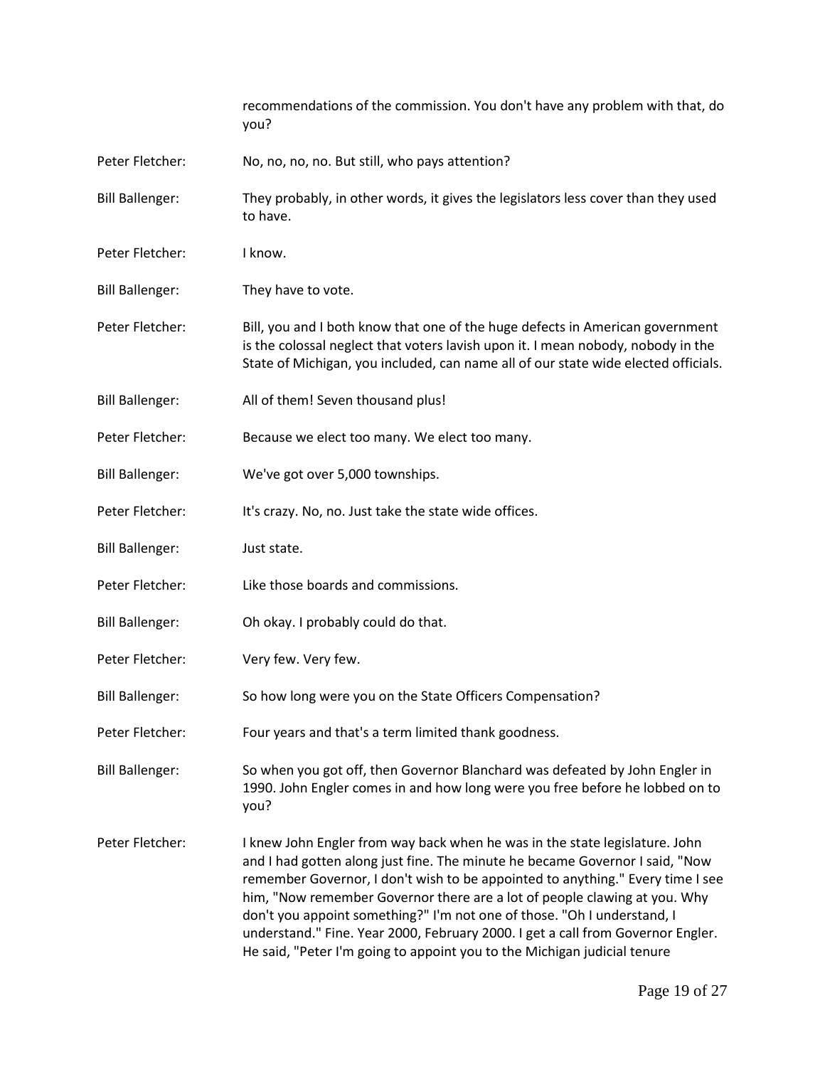recommendations of the commission. You don't have any problem with that, do you?

**Peter Fletcher:** No, no, no, no. But still, who pays attention?

**Bill Ballenger:** They probably, in other words, it gives the legislators less cover than they used to have.

**Peter Fletcher:** I know.

**Bill Ballenger:** They have to vote.

**Peter Fletcher:** Bill, you and I both know that one of the huge defects in American government is the colossal neglect that voters lavish upon it. I mean nobody, nobody in the State of Michigan, you included, can name all of our state wide elected officials.

**Bill Ballenger:** All of them! Seven thousand plus!

**Peter Fletcher:** Because we elect too many. We elect too many.

**Bill Ballenger:** We've got over 5,000 townships.

**Peter Fletcher:** It's crazy. No, no. Just take the state wide offices.

**Bill Ballenger:** Just state.

**Peter Fletcher:** Like those boards and commissions.

**Bill Ballenger:** Oh okay. I probably could do that.

**Peter Fletcher:** Very few. Very few.

**Bill Ballenger:** So how long were you on the State Officers Compensation?

**Peter Fletcher:** Four years and that's a term limited thank goodness.

**Bill Ballenger:** So when you got off, then Governor Blanchard was defeated by John Engler in 1990. John Engler comes in and how long were you free before he lobbed on to you?

**Peter Fletcher:** I knew John Engler from way back when he was in the state legislature. John and I had gotten along just fine. The minute he became Governor I said, "Now remember Governor, I don't wish to be appointed to anything." Every time I see him, "Now remember Governor there are a lot of people clawing at you. Why don't you appoint something?" I'm not one of those. "Oh I understand, I understand." Fine. Year 2000, February 2000. I get a call from Governor Engler. He said, "Peter I'm going to appoint you to the Michigan judicial tenure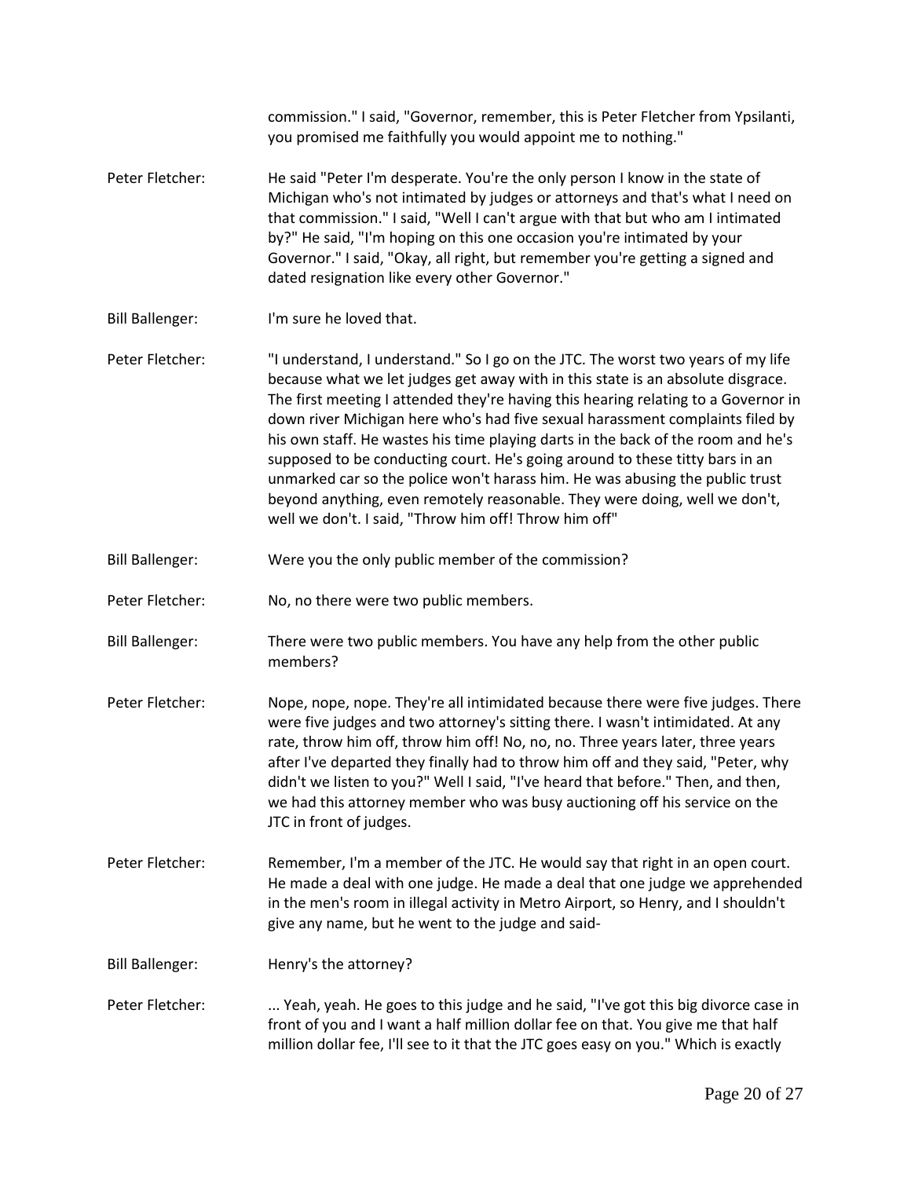commission." I said, "Governor, remember, this is Peter Fletcher from Ypsilanti, you promised me faithfully you would appoint me to nothing."

Peter Fletcher: He said "Peter I'm desperate. You're the only person I know in the state of Michigan who's not intimated by judges or attorneys and that's what I need on that commission." I said, "Well I can't argue with that but who am I intimated by?" He said, "I'm hoping on this one occasion you're intimated by your Governor." I said, "Okay, all right, but remember you're getting a signed and dated resignation like every other Governor."

Bill Ballenger: I'm sure he loved that.

Peter Fletcher: "I understand, I understand." So I go on the JTC. The worst two years of my life because what we let judges get away with in this state is an absolute disgrace. The first meeting I attended they're having this hearing relating to a Governor in down river Michigan here who's had five sexual harassment complaints filed by his own staff. He wastes his time playing darts in the back of the room and he's supposed to be conducting court. He's going around to these titty bars in an unmarked car so the police won't harass him. He was abusing the public trust beyond anything, even remotely reasonable. They were doing, well we don't, well we don't. I said, "Throw him off! Throw him off"

Bill Ballenger: Were you the only public member of the commission?

Peter Fletcher: No, no there were two public members.

Bill Ballenger: There were two public members. You have any help from the other public members?

Peter Fletcher: Nope, nope, nope. They're all intimidated because there were five judges. There were five judges and two attorney's sitting there. I wasn't intimidated. At any rate, throw him off, throw him off! No, no, no. Three years later, three years after I've departed they finally had to throw him off and they said, "Peter, why didn't we listen to you?" Well I said, "I've heard that before." Then, and then, we had this attorney member who was busy auctioning off his service on the JTC in front of judges.

Peter Fletcher: Remember, I'm a member of the JTC. He would say that right in an open court. He made a deal with one judge. He made a deal that one judge we apprehended in the men's room in illegal activity in Metro Airport, so Henry, and I shouldn't give any name, but he went to the judge and said-

Bill Ballenger: Henry's the attorney?

Peter Fletcher: ... Yeah, yeah. He goes to this judge and he said, "I've got this big divorce case in front of you and I want a half million dollar fee on that. You give me that half million dollar fee, I'll see to it that the JTC goes easy on you." Which is exactly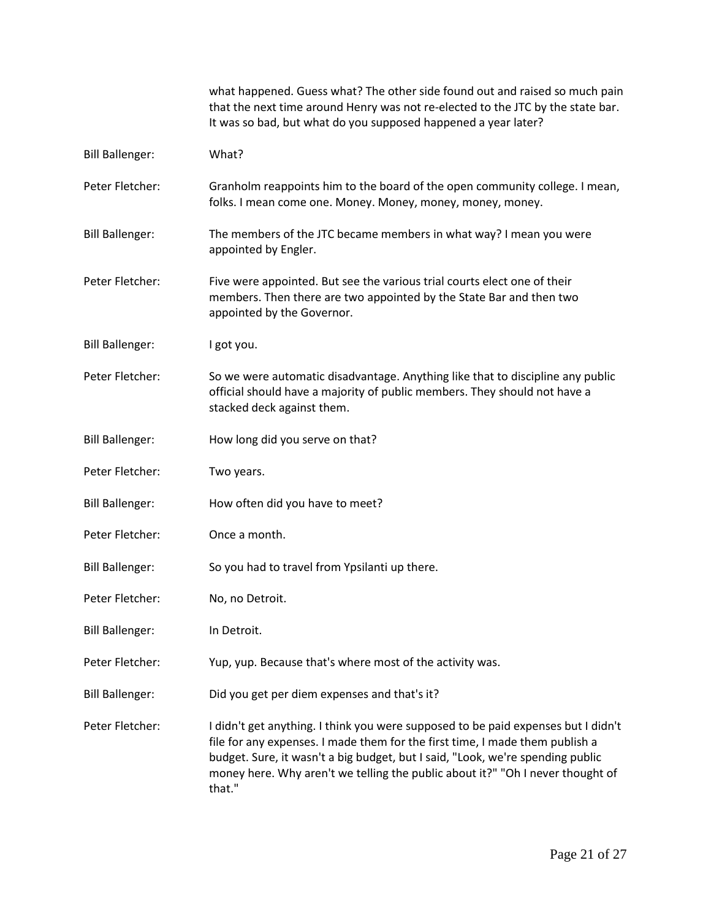what happened. Guess what? The other side found out and raised so much pain that the next time around Henry was not re-elected to the JTC by the state bar. It was so bad, but what do you supposed happened a year later?

Bill Ballenger: What?

Peter Fletcher: Granholm reappoints him to the board of the open community college. I mean, folks. I mean come one. Money. Money, money, money, money.

Bill Ballenger: The members of the JTC became members in what way? I mean you were appointed by Engler.

Peter Fletcher: Five were appointed. But see the various trial courts elect one of their members. Then there are two appointed by the State Bar and then two appointed by the Governor.

Bill Ballenger: I got you.

Peter Fletcher: So we were automatic disadvantage. Anything like that to discipline any public official should have a majority of public members. They should not have a stacked deck against them.

Bill Ballenger: How long did you serve on that?

Peter Fletcher: Two years.

Bill Ballenger: How often did you have to meet?

Peter Fletcher: Once a month.

Bill Ballenger: So you had to travel from Ypsilanti up there.

Peter Fletcher: No, no Detroit.

Bill Ballenger: In Detroit.

Peter Fletcher: Yup, yup. Because that's where most of the activity was.

Bill Ballenger: Did you get per diem expenses and that's it?

Peter Fletcher: I didn't get anything. I think you were supposed to be paid expenses but I didn't file for any expenses. I made them for the first time, I made them publish a budget. Sure, it wasn't a big budget, but I said, "Look, we're spending public money here. Why aren't we telling the public about it?" "Oh I never thought of that."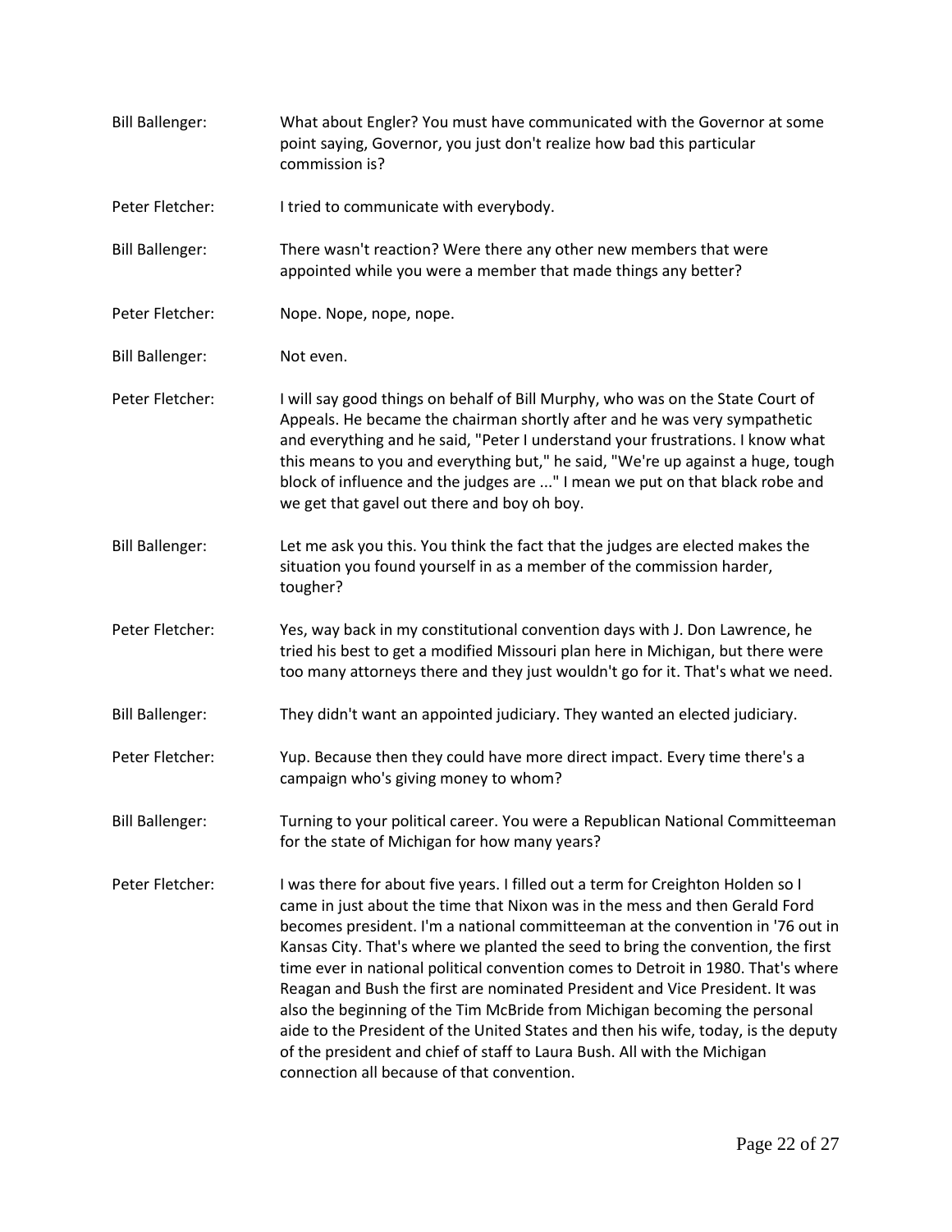Bill Ballenger: What about Engler? You must have communicated with the Governor at some point saying, Governor, you just don't realize how bad this particular commission is?

Peter Fletcher: I tried to communicate with everybody.

Bill Ballenger: There wasn't reaction? Were there any other new members that were appointed while you were a member that made things any better?

Peter Fletcher: Nope. Nope, nope, nope.

Bill Ballenger: Not even.

Peter Fletcher: I will say good things on behalf of Bill Murphy, who was on the State Court of Appeals. He became the chairman shortly after and he was very sympathetic and everything and he said, "Peter I understand your frustrations. I know what this means to you and everything but," he said, "We're up against a huge, tough block of influence and the judges are ..." I mean we put on that black robe and we get that gavel out there and boy oh boy.

Bill Ballenger: Let me ask you this. You think the fact that the judges are elected makes the situation you found yourself in as a member of the commission harder, tougher?

Peter Fletcher: Yes, way back in my constitutional convention days with J. Don Lawrence, he tried his best to get a modified Missouri plan here in Michigan, but there were too many attorneys there and they just wouldn't go for it. That's what we need.

Bill Ballenger: They didn't want an appointed judiciary. They wanted an elected judiciary.

Peter Fletcher: Yup. Because then they could have more direct impact. Every time there's a campaign who's giving money to whom?

Bill Ballenger: Turning to your political career. You were a Republican National Committeeman for the state of Michigan for how many years?

Peter Fletcher: I was there for about five years. I filled out a term for Creighton Holden so I came in just about the time that Nixon was in the mess and then Gerald Ford becomes president. I'm a national committeeman at the convention in '76 out in Kansas City. That's where we planted the seed to bring the convention, the first time ever in national political convention comes to Detroit in 1980. That's where Reagan and Bush the first are nominated President and Vice President. It was also the beginning of the Tim McBride from Michigan becoming the personal aide to the President of the United States and then his wife, today, is the deputy of the president and chief of staff to Laura Bush. All with the Michigan connection all because of that convention.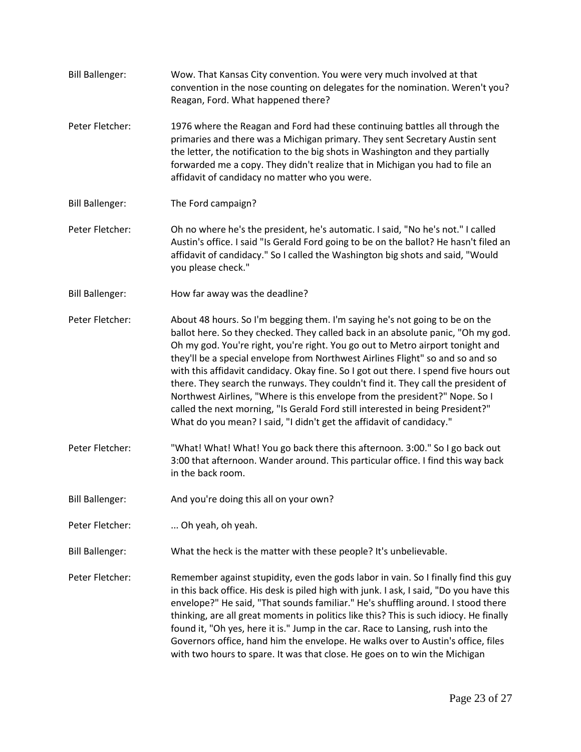**Bill Ballenger:** Wow. That Kansas City convention. You were very much involved at that convention in the nose counting on delegates for the nomination. Weren't you? Reagan, Ford. What happened there?

**Peter Fletcher:** 1976 where the Reagan and Ford had these continuing battles all through the primaries and there was a Michigan primary. They sent Secretary Austin sent the letter, the notification to the big shots in Washington and they partially forwarded me a copy. They didn't realize that in Michigan you had to file an affidavit of candidacy no matter who you were.

**Bill Ballenger:** The Ford campaign?

**Peter Fletcher:** Oh no where he's the president, he's automatic. I said, "No he's not." I called Austin's office. I said "Is Gerald Ford going to be on the ballot? He hasn't filed an affidavit of candidacy." So I called the Washington big shots and said, "Would you please check."

**Bill Ballenger:** How far away was the deadline?

**Peter Fletcher:** About 48 hours. So I'm begging them. I'm saying he's not going to be on the ballot here. So they checked. They called back in an absolute panic, "Oh my god. Oh my god. You're right, you're right. You go out to Metro airport tonight and they'll be a special envelope from Northwest Airlines Flight" so and so and so with this affidavit candidacy. Okay fine. So I got out there. I spend five hours out there. They search the runways. They couldn't find it. They call the president of Northwest Airlines, "Where is this envelope from the president?" Nope. So I called the next morning, "Is Gerald Ford still interested in being President?" What do you mean? I said, "I didn't get the affidavit of candidacy."

**Peter Fletcher:** "What! What! What! You go back there this afternoon. 3:00." So I go back out 3:00 that afternoon. Wander around. This particular office. I find this way back in the back room.

**Bill Ballenger:** And you're doing this all on your own?

**Peter Fletcher:** ... Oh yeah, oh yeah.

**Bill Ballenger:** What the heck is the matter with these people? It's unbelievable.

**Peter Fletcher:** Remember against stupidity, even the gods labor in vain. So I finally find this guy in this back office. His desk is piled high with junk. I ask, I said, "Do you have this envelope?" He said, "That sounds familiar." He's shuffling around. I stood there thinking, are all great moments in politics like this? This is such idiocy. He finally found it, "Oh yes, here it is." Jump in the car. Race to Lansing, rush into the Governors office, hand him the envelope. He walks over to Austin's office, files with two hours to spare. It was that close. He goes on to win the Michigan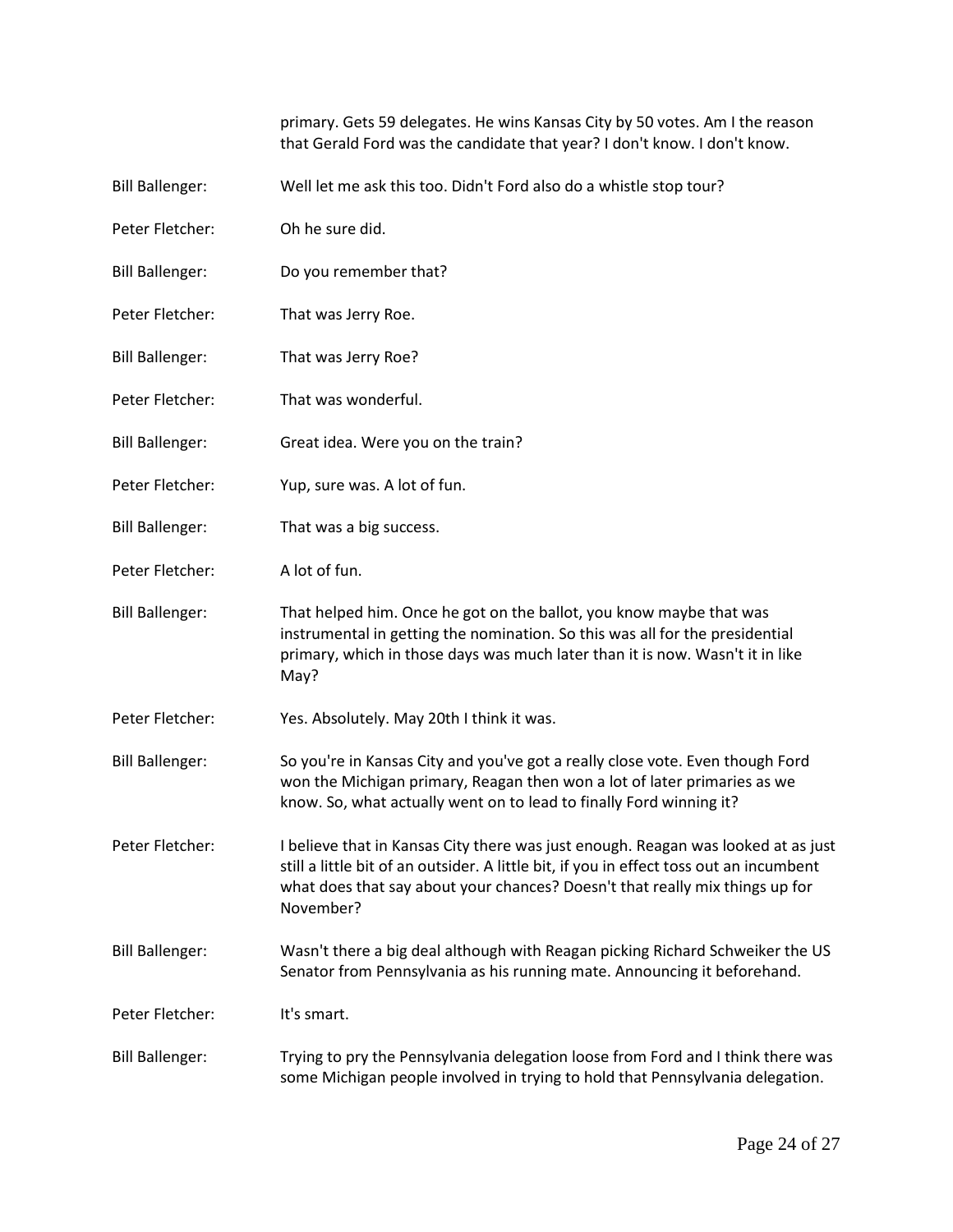primary. Gets 59 delegates. He wins Kansas City by 50 votes. Am I the reason that Gerald Ford was the candidate that year? I don't know. I don't know.

Bill Ballenger: Well let me ask this too. Didn't Ford also do a whistle stop tour?

Peter Fletcher: Oh he sure did.

Bill Ballenger: Do you remember that?

Peter Fletcher: That was Jerry Roe.

Bill Ballenger: That was Jerry Roe?

Peter Fletcher: That was wonderful.

Bill Ballenger: Great idea. Were you on the train?

Peter Fletcher: Yup, sure was. A lot of fun.

Bill Ballenger: That was a big success.

Peter Fletcher: A lot of fun.

Bill Ballenger: That helped him. Once he got on the ballot, you know maybe that was instrumental in getting the nomination. So this was all for the presidential primary, which in those days was much later than it is now. Wasn't it in like May?

Peter Fletcher: Yes. Absolutely. May 20th I think it was.

Bill Ballenger: So you're in Kansas City and you've got a really close vote. Even though Ford won the Michigan primary, Reagan then won a lot of later primaries as we know. So, what actually went on to lead to finally Ford winning it?

Peter Fletcher: I believe that in Kansas City there was just enough. Reagan was looked at as just still a little bit of an outsider. A little bit, if you in effect toss out an incumbent what does that say about your chances? Doesn't that really mix things up for November?

Bill Ballenger: Wasn't there a big deal although with Reagan picking Richard Schweiker the US Senator from Pennsylvania as his running mate. Announcing it beforehand.

Peter Fletcher: It's smart.

Bill Ballenger: Trying to pry the Pennsylvania delegation loose from Ford and I think there was some Michigan people involved in trying to hold that Pennsylvania delegation.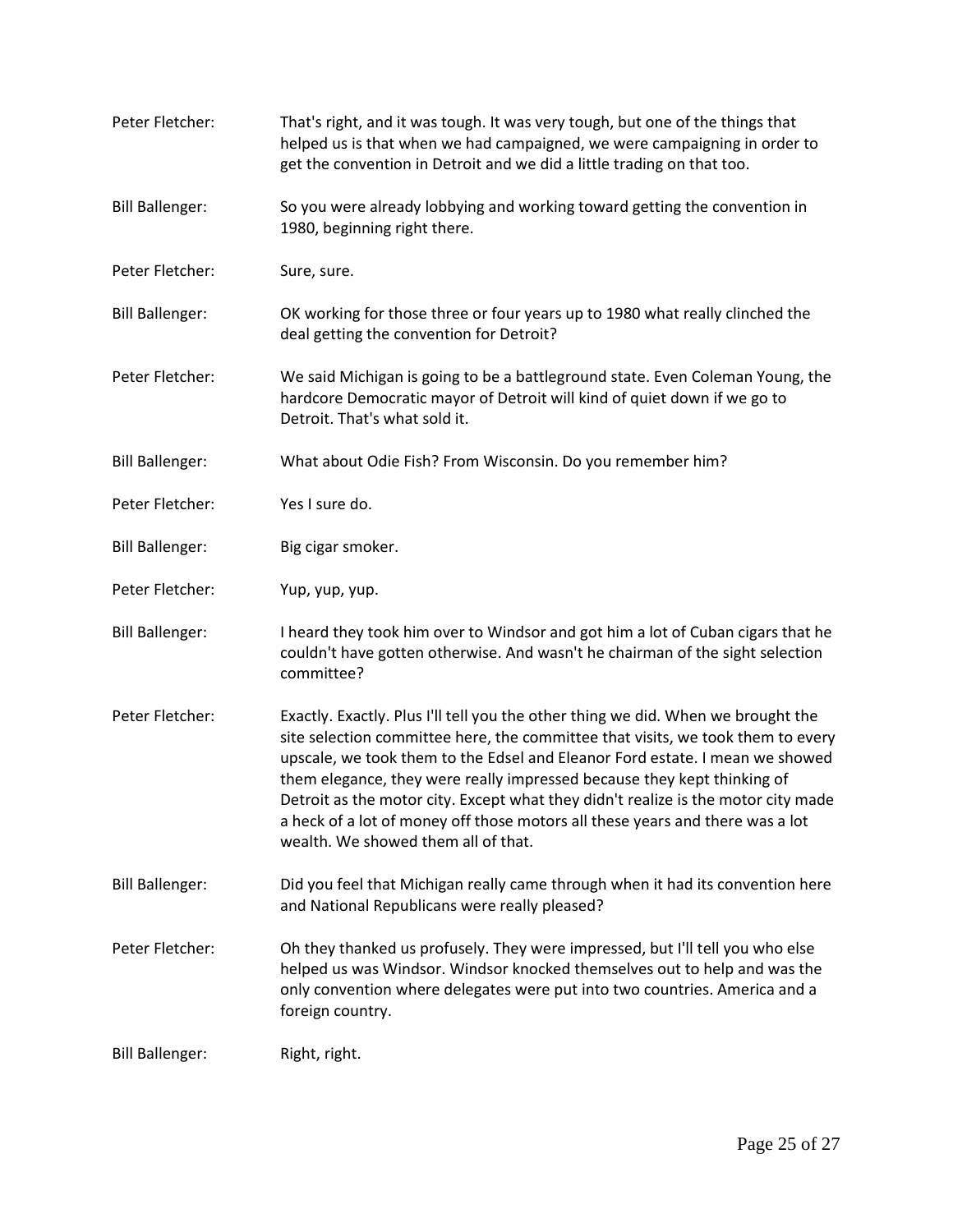Peter Fletcher: That's right, and it was tough. It was very tough, but one of the things that helped us is that when we had campaigned, we were campaigning in order to get the convention in Detroit and we did a little trading on that too.

Bill Ballenger: So you were already lobbying and working toward getting the convention in 1980, beginning right there.

Peter Fletcher: Sure, sure.

Bill Ballenger: OK working for those three or four years up to 1980 what really clinched the deal getting the convention for Detroit?

Peter Fletcher: We said Michigan is going to be a battleground state. Even Coleman Young, the hardcore Democratic mayor of Detroit will kind of quiet down if we go to Detroit. That's what sold it.

Bill Ballenger: What about Odie Fish? From Wisconsin. Do you remember him?

Peter Fletcher: Yes I sure do.

Bill Ballenger: Big cigar smoker.

Peter Fletcher: Yup, yup, yup.

Bill Ballenger: I heard they took him over to Windsor and got him a lot of Cuban cigars that he couldn't have gotten otherwise. And wasn't he chairman of the sight selection committee?

Peter Fletcher: Exactly. Exactly. Plus I'll tell you the other thing we did. When we brought the site selection committee here, the committee that visits, we took them to every upscale, we took them to the Edsel and Eleanor Ford estate. I mean we showed them elegance, they were really impressed because they kept thinking of Detroit as the motor city. Except what they didn't realize is the motor city made a heck of a lot of money off those motors all these years and there was a lot wealth. We showed them all of that.

Bill Ballenger: Did you feel that Michigan really came through when it had its convention here and National Republicans were really pleased?

Peter Fletcher: Oh they thanked us profusely. They were impressed, but I'll tell you who else helped us was Windsor. Windsor knocked themselves out to help and was the only convention where delegates were put into two countries. America and a foreign country.

Bill Ballenger: Right, right.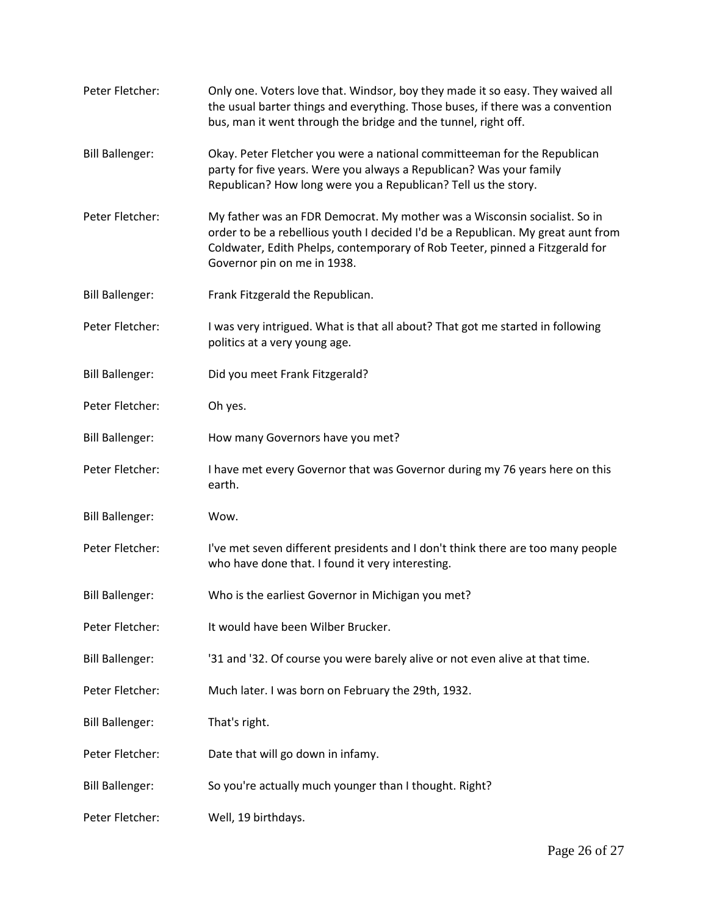Peter Fletcher: Only one. Voters love that. Windsor, boy they made it so easy. They waived all the usual barter things and everything. Those buses, if there was a convention bus, man it went through the bridge and the tunnel, right off.

Bill Ballenger: Okay. Peter Fletcher you were a national committeeman for the Republican party for five years. Were you always a Republican? Was your family Republican? How long were you a Republican? Tell us the story.

Peter Fletcher: My father was an FDR Democrat. My mother was a Wisconsin socialist. So in order to be a rebellious youth I decided I'd be a Republican. My great aunt from Coldwater, Edith Phelps, contemporary of Rob Teeter, pinned a Fitzgerald for Governor pin on me in 1938.

Bill Ballenger: Frank Fitzgerald the Republican.

Peter Fletcher: I was very intrigued. What is that all about? That got me started in following politics at a very young age.

Bill Ballenger: Did you meet Frank Fitzgerald?

Peter Fletcher: Oh yes.

Bill Ballenger: How many Governors have you met?

Peter Fletcher: I have met every Governor that was Governor during my 76 years here on this earth.

Bill Ballenger: Wow.

Peter Fletcher: I've met seven different presidents and I don't think there are too many people who have done that. I found it very interesting.

Bill Ballenger: Who is the earliest Governor in Michigan you met?

Peter Fletcher: It would have been Wilber Brucker.

Bill Ballenger: '31 and '32. Of course you were barely alive or not even alive at that time.

Peter Fletcher: Much later. I was born on February the 29th, 1932.

Bill Ballenger: That's right.

Peter Fletcher: Date that will go down in infamy.

Bill Ballenger: So you're actually much younger than I thought. Right?

Peter Fletcher: Well, 19 birthdays.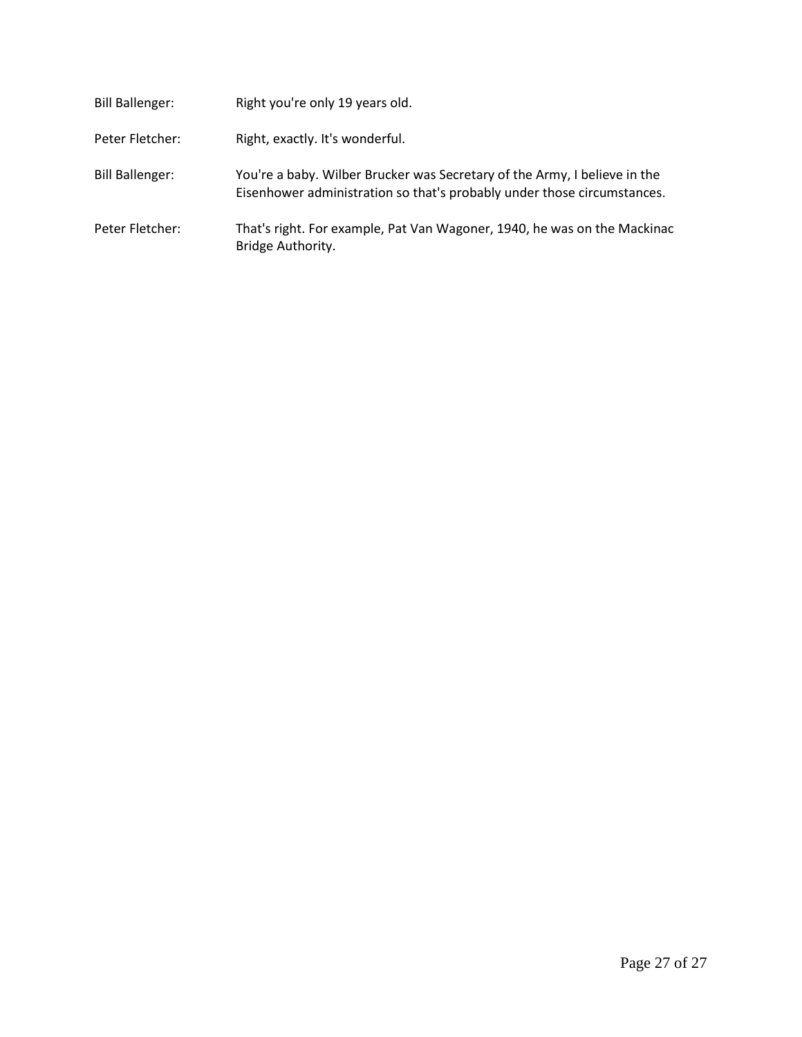Bill Ballenger: Right you're only 19 years old.

Peter Fletcher: Right, exactly. It's wonderful.

Bill Ballenger: You're a baby. Wilber Brucker was Secretary of the Army, I believe in the Eisenhower administration so that's probably under those circumstances.

Peter Fletcher: That's right. For example, Pat Van Wagoner, 1940, he was on the Mackinac Bridge Authority.